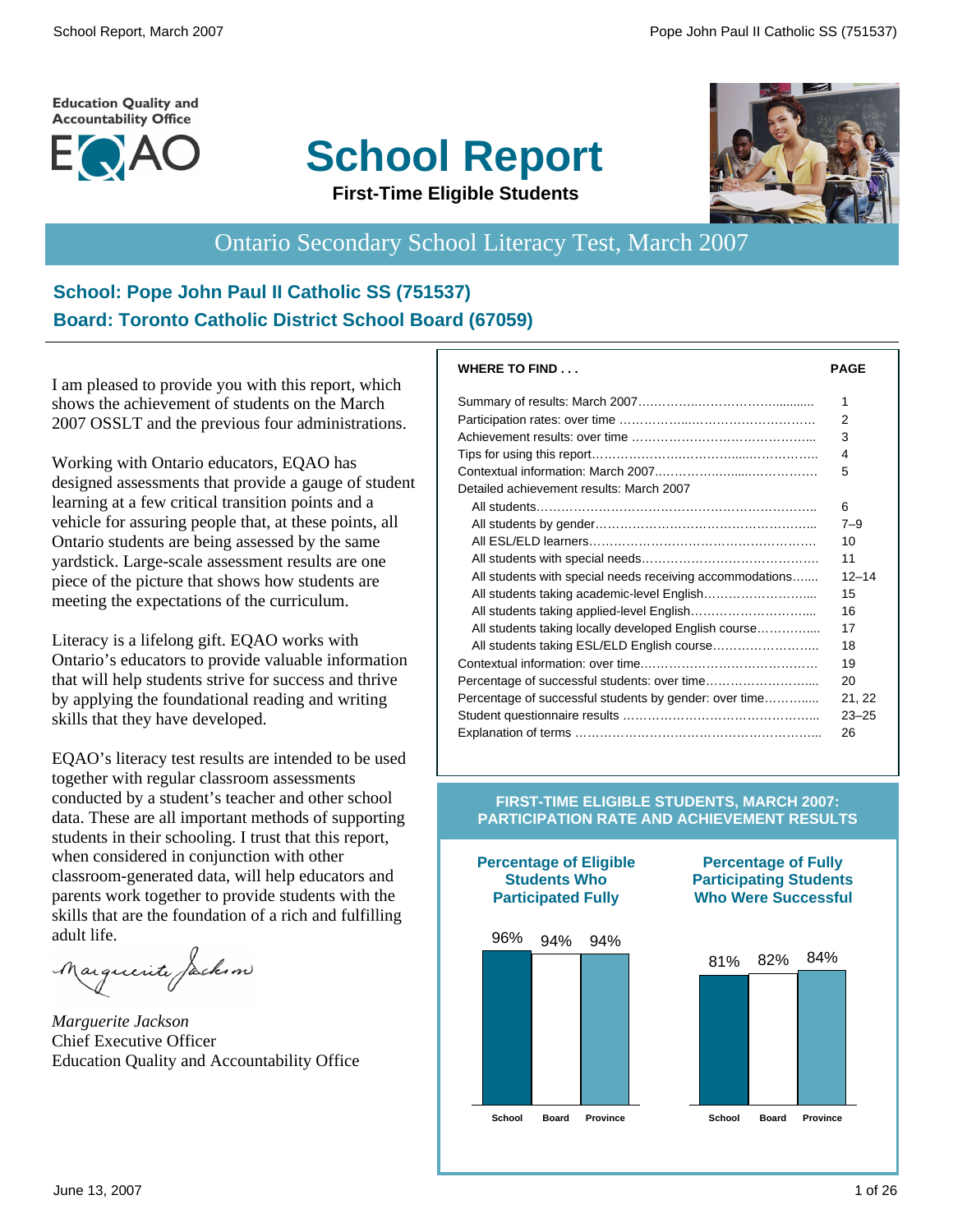Education Quality and Accountability Office

EQAO

# School Report

**First-Time Eligible Students**

## Ontario Secondary School Literacy Test, March 2007

### School: Pope John Paul II Catholic SS (751537)
### Board: Toronto Catholic District School Board (67059)

I am pleased to provide you with this report, which shows the achievement of students on the March 2007 OSSLT and the previous four administrations.

Working with Ontario educators, EQAO has designed assessments that provide a gauge of student learning at a few critical transition points and a vehicle for assuring people that, at these points, all Ontario students are being assessed by the same yardstick. Large-scale assessment results are one piece of the picture that shows how students are meeting the expectations of the curriculum.

Literacy is a lifelong gift. EQAO works with Ontario's educators to provide valuable information that will help students strive for success and thrive by applying the foundational reading and writing skills that they have developed.

EQAO's literacy test results are intended to be used together with regular classroom assessments conducted by a student's teacher and other school data. These are all important methods of supporting students in their schooling. I trust that this report, when considered in conjunction with other classroom-generated data, will help educators and parents work together to provide students with the skills that are the foundation of a rich and fulfilling adult life.

*Marguerite Jackson*
Chief Executive Officer
Education Quality and Accountability Office

| WHERE TO FIND . . . | PAGE |
|---|---|
| Summary of results: March 2007 | 1 |
| Participation rates: over time | 2 |
| Achievement results: over time | 3 |
| Tips for using this report | 4 |
| Contextual information: March 2007 | 5 |
| Detailed achievement results: March 2007 | |
| All students | 6 |
| All students by gender | 7–9 |
| All ESL/ELD learners | 10 |
| All students with special needs | 11 |
| All students with special needs receiving accommodations | 12–14 |
| All students taking academic-level English | 15 |
| All students taking applied-level English | 16 |
| All students taking locally developed English course | 17 |
| All students taking ESL/ELD English course | 18 |
| Contextual information: over time | 19 |
| Percentage of successful students: over time | 20 |
| Percentage of successful students by gender: over time | 21, 22 |
| Student questionnaire results | 23–25 |
| Explanation of terms | 26 |

**FIRST-TIME ELIGIBLE STUDENTS, MARCH 2007: PARTICIPATION RATE AND ACHIEVEMENT RESULTS**

| | School | Board | Province |
|---|---|---|---|
| Percentage of Eligible Students Who Participated Fully | 96% | 94% | 94% |
| Percentage of Fully Participating Students Who Were Successful | 81% | 82% | 84% |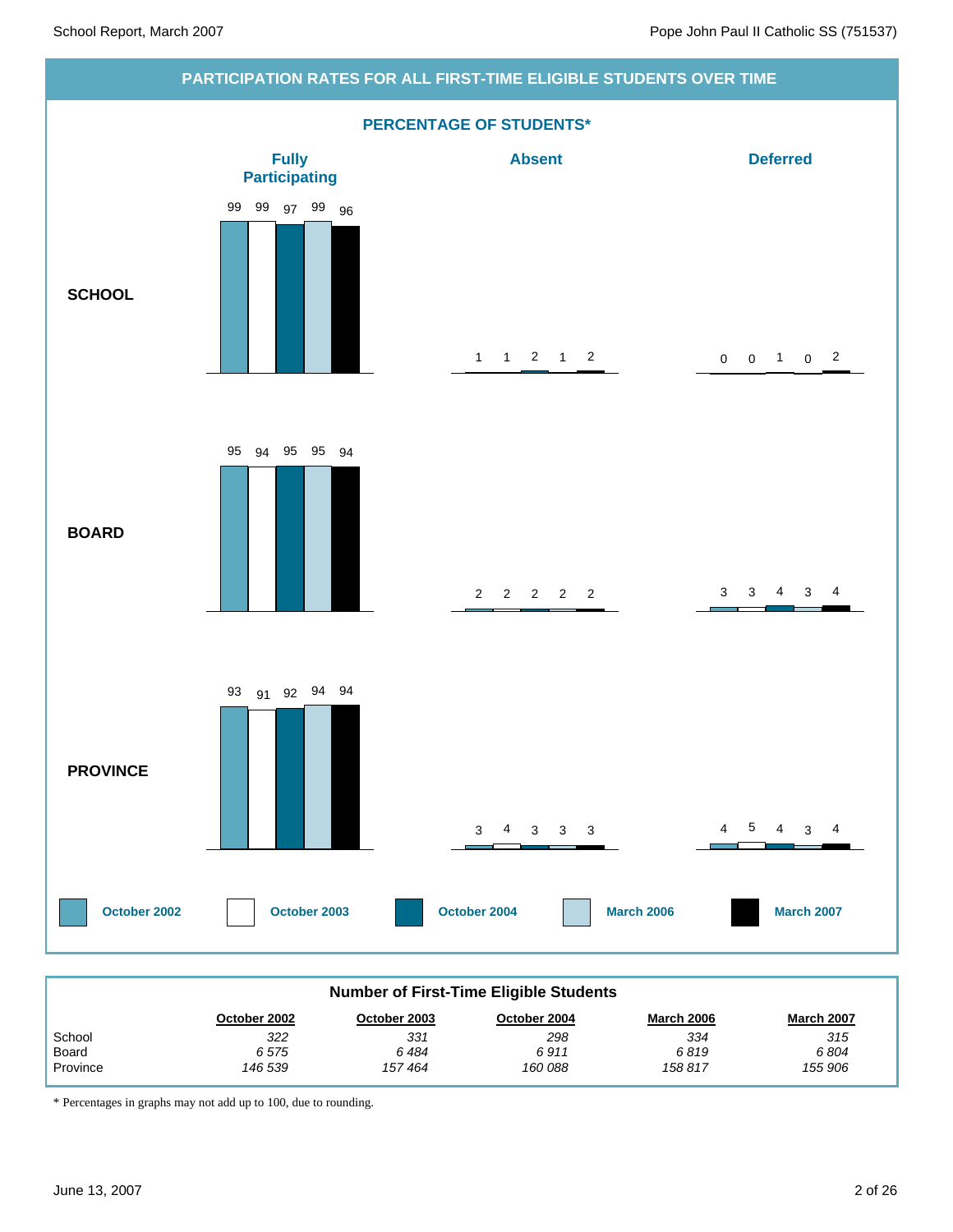## PARTICIPATION RATES FOR ALL FIRST-TIME ELIGIBLE STUDENTS OVER TIME

### PERCENTAGE OF STUDENTS*

| | | Fully Participating | Absent | Deferred |
|---|---|---|---|---|
| **SCHOOL** | October 2002 | 99 | 1 | 0 |
| | October 2003 | 99 | 1 | 0 |
| | October 2004 | 97 | 2 | 1 |
| | March 2006 | 99 | 1 | 0 |
| | March 2007 | 96 | 2 | 2 |
| **BOARD** | October 2002 | 95 | 2 | 3 |
| | October 2003 | 94 | 2 | 3 |
| | October 2004 | 95 | 2 | 4 |
| | March 2006 | 95 | 2 | 3 |
| | March 2007 | 94 | 2 | 4 |
| **PROVINCE** | October 2002 | 93 | 3 | 4 |
| | October 2003 | 91 | 4 | 5 |
| | October 2004 | 92 | 3 | 4 |
| | March 2006 | 94 | 3 | 3 |
| | March 2007 | 94 | 3 | 4 |

### Number of First-Time Eligible Students

| | October 2002 | October 2003 | October 2004 | March 2006 | March 2007 |
|---|---|---|---|---|---|
| School | 322 | 331 | 298 | 334 | 315 |
| Board | 6 575 | 6 484 | 6 911 | 6 819 | 6 804 |
| Province | 146 539 | 157 464 | 160 088 | 158 817 | 155 906 |

* Percentages in graphs may not add up to 100, due to rounding.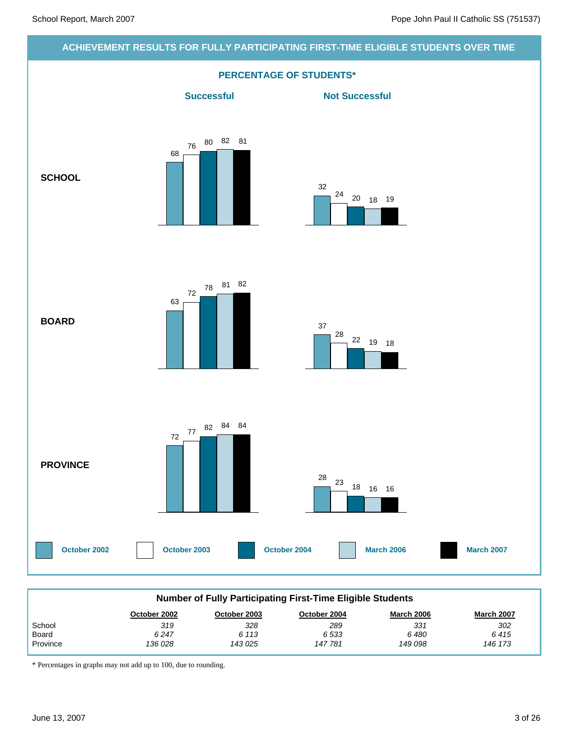## ACHIEVEMENT RESULTS FOR FULLY PARTICIPATING FIRST-TIME ELIGIBLE STUDENTS OVER TIME

### PERCENTAGE OF STUDENTS*

| | Successful | | | | | Not Successful | | | | |
|---|---|---|---|---|---|---|---|---|---|---|
| | October 2002 | October 2003 | October 2004 | March 2006 | March 2007 | October 2002 | October 2003 | October 2004 | March 2006 | March 2007 |
| **SCHOOL** | 68 | 76 | 80 | 82 | 81 | 32 | 24 | 20 | 18 | 19 |
| **BOARD** | 63 | 72 | 78 | 81 | 82 | 37 | 28 | 22 | 19 | 18 |
| **PROVINCE** | 72 | 77 | 82 | 84 | 84 | 28 | 23 | 18 | 16 | 16 |

### Number of Fully Participating First-Time Eligible Students

| | October 2002 | October 2003 | October 2004 | March 2006 | March 2007 |
|---|---|---|---|---|---|
| School | *319* | *328* | *289* | *331* | *302* |
| Board | *6 247* | *6 113* | *6 533* | *6 480* | *6 415* |
| Province | *136 028* | *143 025* | *147 781* | *149 098* | *146 173* |

* Percentages in graphs may not add up to 100, due to rounding.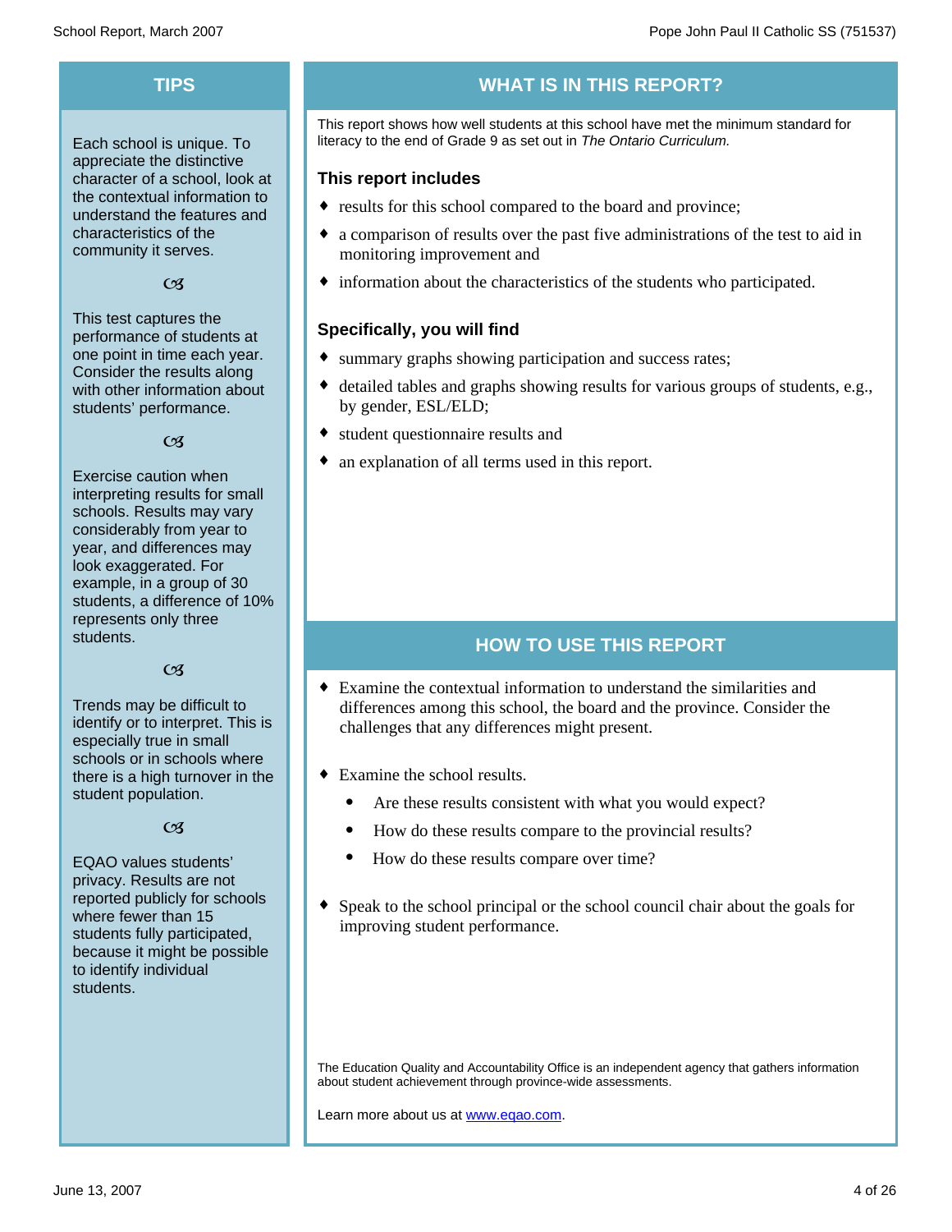## TIPS

Each school is unique. To appreciate the distinctive character of a school, look at the contextual information to understand the features and characteristics of the community it serves.

☙

This test captures the performance of students at one point in time each year. Consider the results along with other information about students' performance.

☙

Exercise caution when interpreting results for small schools. Results may vary considerably from year to year, and differences may look exaggerated. For example, in a group of 30 students, a difference of 10% represents only three students.

☙

Trends may be difficult to identify or to interpret. This is especially true in small schools or in schools where there is a high turnover in the student population.

☙

EQAO values students' privacy. Results are not reported publicly for schools where fewer than 15 students fully participated, because it might be possible to identify individual students.

## WHAT IS IN THIS REPORT?

This report shows how well students at this school have met the minimum standard for literacy to the end of Grade 9 as set out in *The Ontario Curriculum.*

### This report includes

- results for this school compared to the board and province;
- a comparison of results over the past five administrations of the test to aid in monitoring improvement and
- information about the characteristics of the students who participated.

### Specifically, you will find

- summary graphs showing participation and success rates;
- detailed tables and graphs showing results for various groups of students, e.g., by gender, ESL/ELD;
- student questionnaire results and
- an explanation of all terms used in this report.

## HOW TO USE THIS REPORT

- Examine the contextual information to understand the similarities and differences among this school, the board and the province. Consider the challenges that any differences might present.
- Examine the school results.
  - Are these results consistent with what you would expect?
  - How do these results compare to the provincial results?
  - How do these results compare over time?
- Speak to the school principal or the school council chair about the goals for improving student performance.

The Education Quality and Accountability Office is an independent agency that gathers information about student achievement through province-wide assessments.

Learn more about us at www.eqao.com.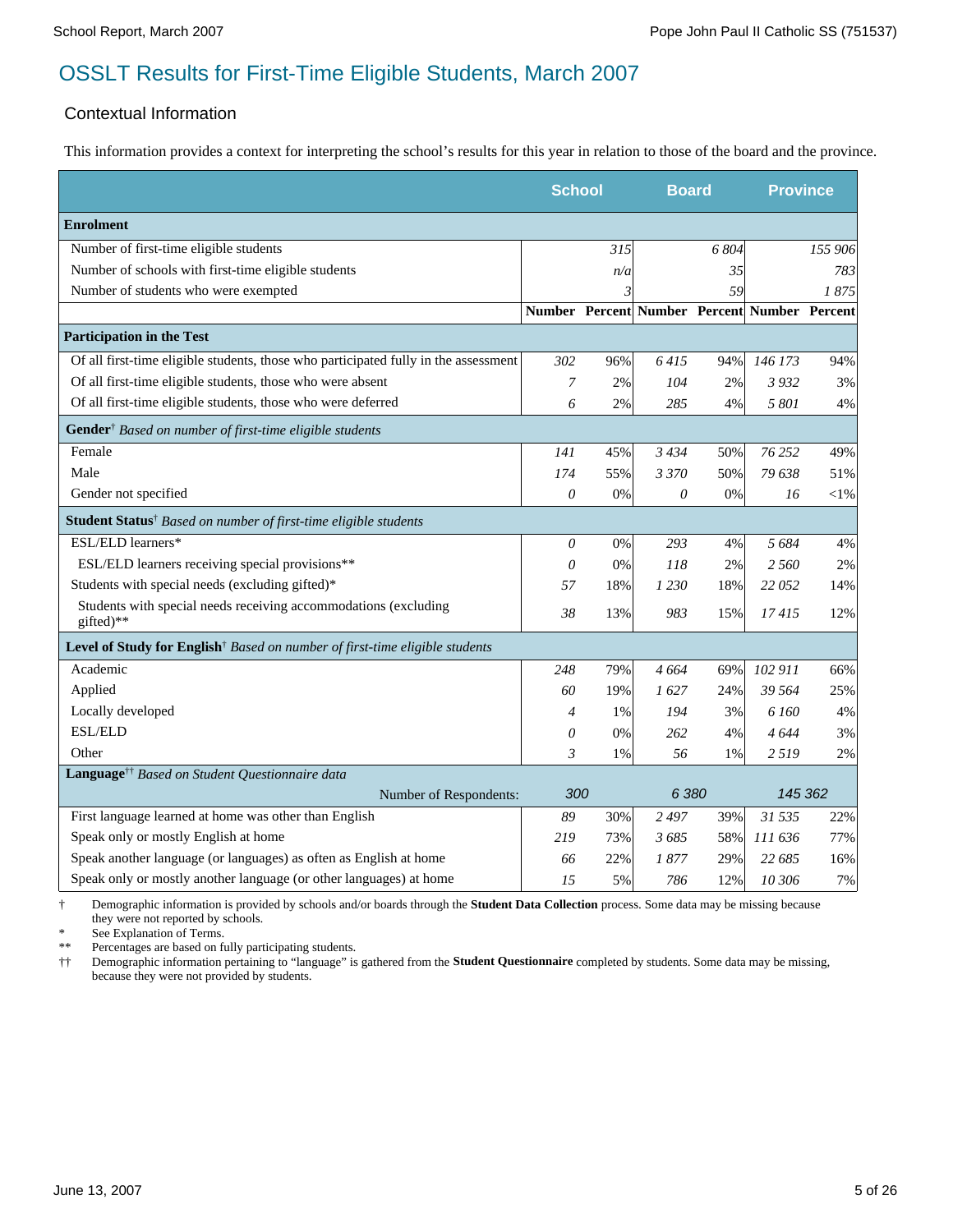# OSSLT Results for First-Time Eligible Students, March 2007

## Contextual Information

This information provides a context for interpreting the school's results for this year in relation to those of the board and the province.

| | School | | Board | | Province | |
|---|---|---|---|---|---|---|
| **Enrolment** | | | | | | |
| Number of first-time eligible students | | *315* | | *6 804* | | *155 906* |
| Number of schools with first-time eligible students | | *n/a* | | *35* | | *783* |
| Number of students who were exempted | | *3* | | *59* | | *1 875* |
| | **Number** | **Percent** | **Number** | **Percent** | **Number** | **Percent** |
| **Participation in the Test** | | | | | | |
| Of all first-time eligible students, those who participated fully in the assessment | *302* | 96% | *6 415* | 94% | *146 173* | 94% |
| Of all first-time eligible students, those who were absent | *7* | 2% | *104* | 2% | *3 932* | 3% |
| Of all first-time eligible students, those who were deferred | *6* | 2% | *285* | 4% | *5 801* | 4% |
| **Gender**† *Based on number of first-time eligible students* | | | | | | |
| Female | *141* | 45% | *3 434* | 50% | *76 252* | 49% |
| Male | *174* | 55% | *3 370* | 50% | *79 638* | 51% |
| Gender not specified | *0* | 0% | *0* | 0% | *16* | <1% |
| **Student Status**† *Based on number of first-time eligible students* | | | | | | |
| ESL/ELD learners* | *0* | 0% | *293* | 4% | *5 684* | 4% |
| ESL/ELD learners receiving special provisions** | *0* | 0% | *118* | 2% | *2 560* | 2% |
| Students with special needs (excluding gifted)* | *57* | 18% | *1 230* | 18% | *22 052* | 14% |
| Students with special needs receiving accommodations (excluding gifted)** | *38* | 13% | *983* | 15% | *17 415* | 12% |
| **Level of Study for English**† *Based on number of first-time eligible students* | | | | | | |
| Academic | *248* | 79% | *4 664* | 69% | *102 911* | 66% |
| Applied | *60* | 19% | *1 627* | 24% | *39 564* | 25% |
| Locally developed | *4* | 1% | *194* | 3% | *6 160* | 4% |
| ESL/ELD | *0* | 0% | *262* | 4% | *4 644* | 3% |
| Other | *3* | 1% | *56* | 1% | *2 519* | 2% |
| **Language**†† *Based on Student Questionnaire data* | | | | | | |
| Number of Respondents: | *300* | | *6 380* | | *145 362* | |
| First language learned at home was other than English | *89* | 30% | *2 497* | 39% | *31 535* | 22% |
| Speak only or mostly English at home | *219* | 73% | *3 685* | 58% | *111 636* | 77% |
| Speak another language (or languages) as often as English at home | *66* | 22% | *1 877* | 29% | *22 685* | 16% |
| Speak only or mostly another language (or other languages) at home | *15* | 5% | *786* | 12% | *10 306* | 7% |

† Demographic information is provided by schools and/or boards through the **Student Data Collection** process. Some data may be missing because they were not reported by schools.

\* See Explanation of Terms.

\*\* Percentages are based on fully participating students.

†† Demographic information pertaining to "language" is gathered from the **Student Questionnaire** completed by students. Some data may be missing, because they were not provided by students.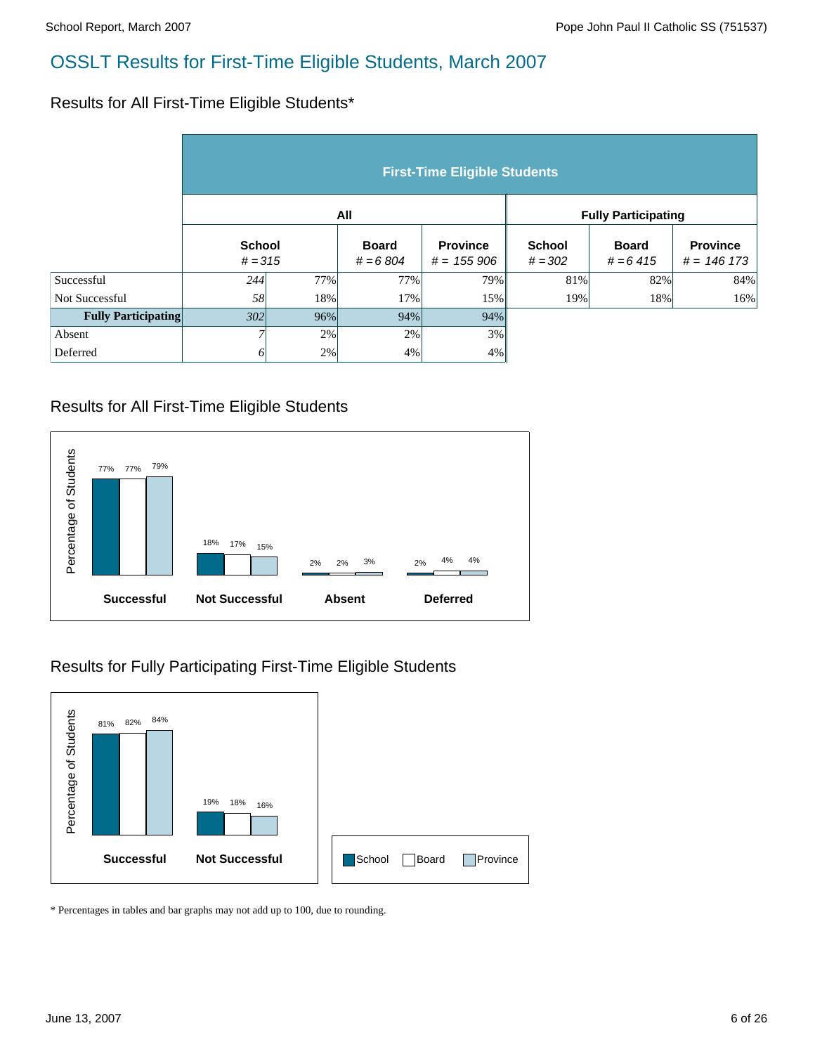# OSSLT Results for First-Time Eligible Students, March 2007

## Results for All First-Time Eligible Students*

| | First-Time Eligible Students | | | | | | |
|---|---|---|---|---|---|---|---|
| | All | | | | Fully Participating | | |
| | School # = 315 | | Board # = 6 804 | Province # = 155 906 | School # = 302 | Board # = 6 415 | Province # = 146 173 |
| Successful | 244 | 77% | 77% | 79% | 81% | 82% | 84% |
| Not Successful | 58 | 18% | 17% | 15% | 19% | 18% | 16% |
| **Fully Participating** | 302 | 96% | 94% | 94% | | | |
| Absent | 7 | 2% | 2% | 3% | | | |
| Deferred | 6 | 2% | 4% | 4% | | | |

## Results for All First-Time Eligible Students

Percentage of Students

| | School | Board | Province |
|---|---|---|---|
| **Successful** | 77% | 77% | 79% |
| **Not Successful** | 18% | 17% | 15% |
| **Absent** | 2% | 2% | 3% |
| **Deferred** | 2% | 4% | 4% |

## Results for Fully Participating First-Time Eligible Students

Percentage of Students

| | School | Board | Province |
|---|---|---|---|
| **Successful** | 81% | 82% | 84% |
| **Not Successful** | 19% | 18% | 16% |

School Board Province

* Percentages in tables and bar graphs may not add up to 100, due to rounding.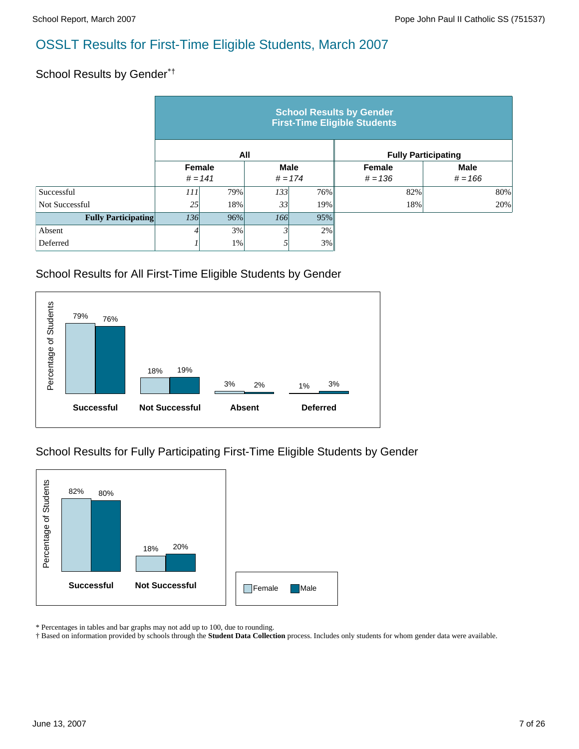# OSSLT Results for First-Time Eligible Students, March 2007

## School Results by Gender*†

| School Results by Gender First-Time Eligible Students | All | | | | Fully Participating | |
|---|---|---|---|---|---|---|
| | Female # = 141 | | Male # = 174 | | Female # = 136 | Male # = 166 |
| Successful | 111 | 79% | 133 | 76% | 82% | 80% |
| Not Successful | 25 | 18% | 33 | 19% | 18% | 20% |
| **Fully Participating** | 136 | 96% | 166 | 95% | | |
| Absent | 4 | 3% | 3 | 2% | | |
| Deferred | 1 | 1% | 5 | 3% | | |

## School Results for All First-Time Eligible Students by Gender

| Percentage of Students | Female | Male |
|---|---|---|
| Successful | 79% | 76% |
| Not Successful | 18% | 19% |
| Absent | 3% | 2% |
| Deferred | 1% | 3% |

## School Results for Fully Participating First-Time Eligible Students by Gender

| Percentage of Students | Female | Male |
|---|---|---|
| Successful | 82% | 80% |
| Not Successful | 18% | 20% |

\* Percentages in tables and bar graphs may not add up to 100, due to rounding.
† Based on information provided by schools through the **Student Data Collection** process. Includes only students for whom gender data were available.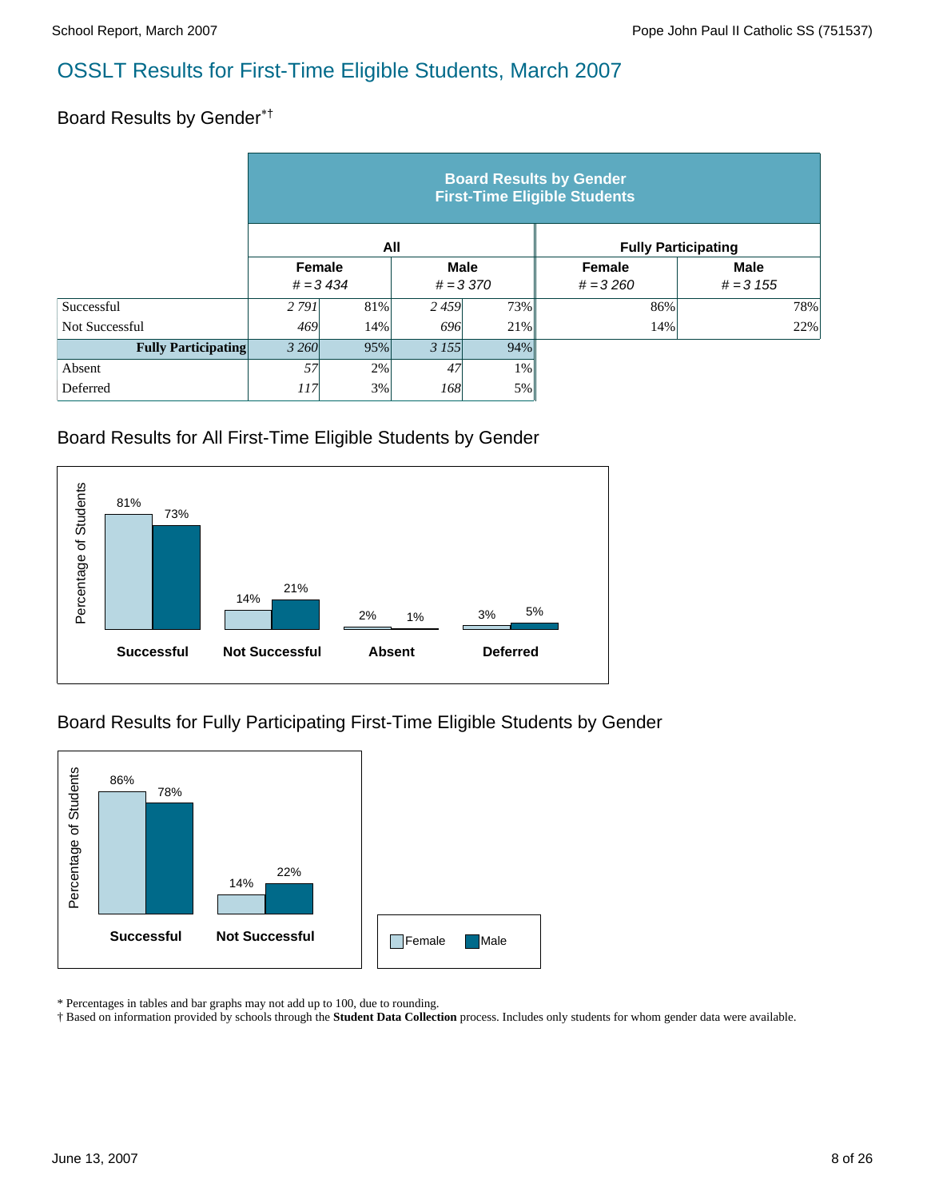# OSSLT Results for First-Time Eligible Students, March 2007

## Board Results by Gender*†

| | All | | | | Fully Participating | |
|---|---|---|---|---|---|---|
| | Female # = 3 434 | | Male # = 3 370 | | Female # = 3 260 | Male # = 3 155 |
| Successful | *2 791* | 81% | *2 459* | 73% | 86% | 78% |
| Not Successful | *469* | 14% | *696* | 21% | 14% | 22% |
| **Fully Participating** | *3 260* | 95% | *3 155* | 94% | | |
| Absent | *57* | 2% | *47* | 1% | | |
| Deferred | *117* | 3% | *168* | 5% | | |

## Board Results for All First-Time Eligible Students by Gender

| | Female | Male |
|---|---|---|
| Successful | 81% | 73% |
| Not Successful | 14% | 21% |
| Absent | 2% | 1% |
| Deferred | 3% | 5% |

## Board Results for Fully Participating First-Time Eligible Students by Gender

| | Female | Male |
|---|---|---|
| Successful | 86% | 78% |
| Not Successful | 14% | 22% |

\* Percentages in tables and bar graphs may not add up to 100, due to rounding.
† Based on information provided by schools through the **Student Data Collection** process. Includes only students for whom gender data were available.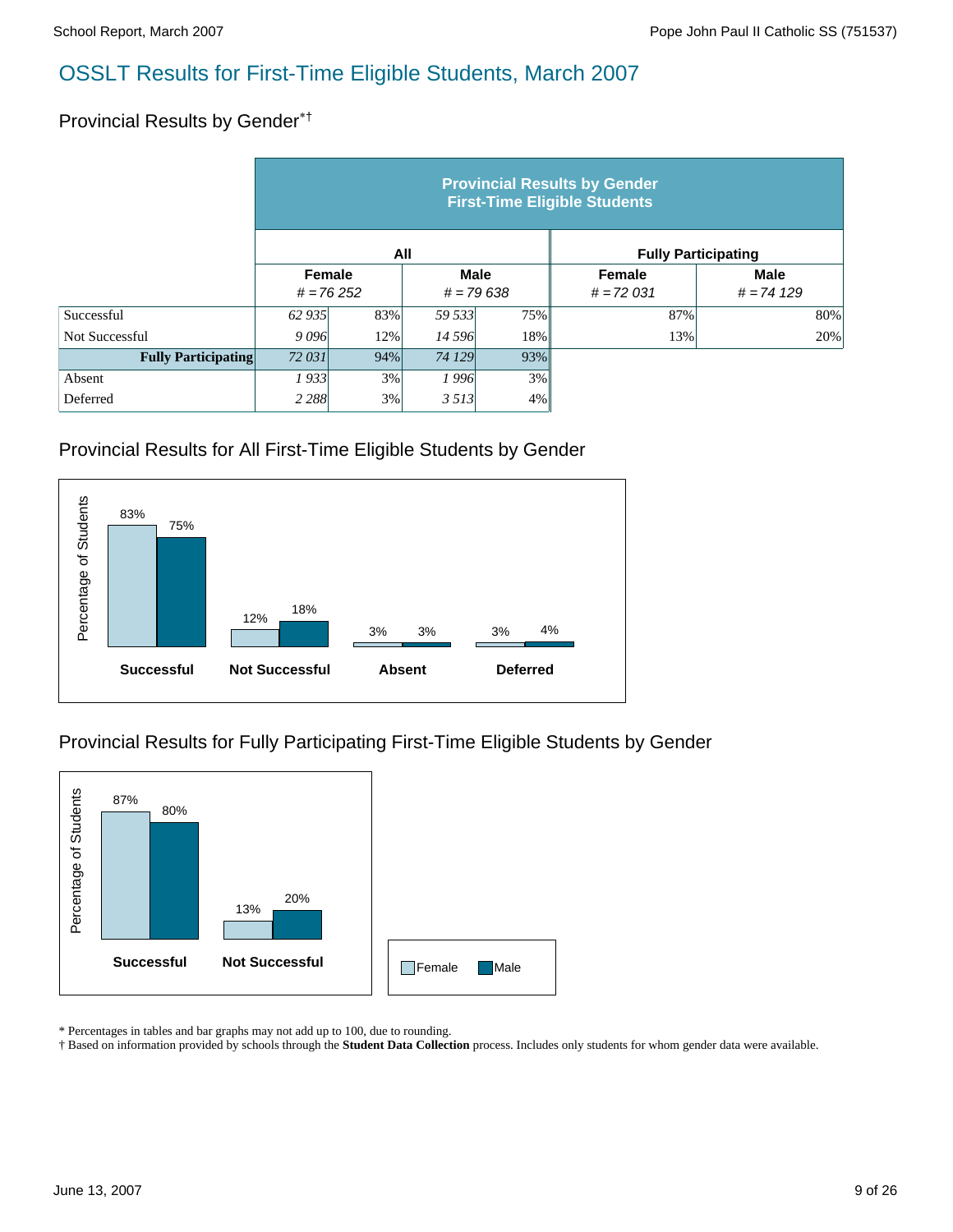# OSSLT Results for First-Time Eligible Students, March 2007

## Provincial Results by Gender*†

| | All | | | | Fully Participating | |
|---|---|---|---|---|---|---|
| | Female<br># = 76 252 | | Male<br># = 79 638 | | Female<br># = 72 031 | Male<br># = 74 129 |
| Successful | *62 935* | 83% | *59 533* | 75% | 87% | 80% |
| Not Successful | *9 096* | 12% | *14 596* | 18% | 13% | 20% |
| **Fully Participating** | *72 031* | 94% | *74 129* | 93% | | |
| Absent | *1 933* | 3% | *1 996* | 3% | | |
| Deferred | *2 288* | 3% | *3 513* | 4% | | |

## Provincial Results for All First-Time Eligible Students by Gender

| | Female | Male |
|---|---|---|
| Successful | 83% | 75% |
| Not Successful | 12% | 18% |
| Absent | 3% | 3% |
| Deferred | 3% | 4% |

## Provincial Results for Fully Participating First-Time Eligible Students by Gender

| | Female | Male |
|---|---|---|
| Successful | 87% | 80% |
| Not Successful | 13% | 20% |

\* Percentages in tables and bar graphs may not add up to 100, due to rounding.
† Based on information provided by schools through the **Student Data Collection** process. Includes only students for whom gender data were available.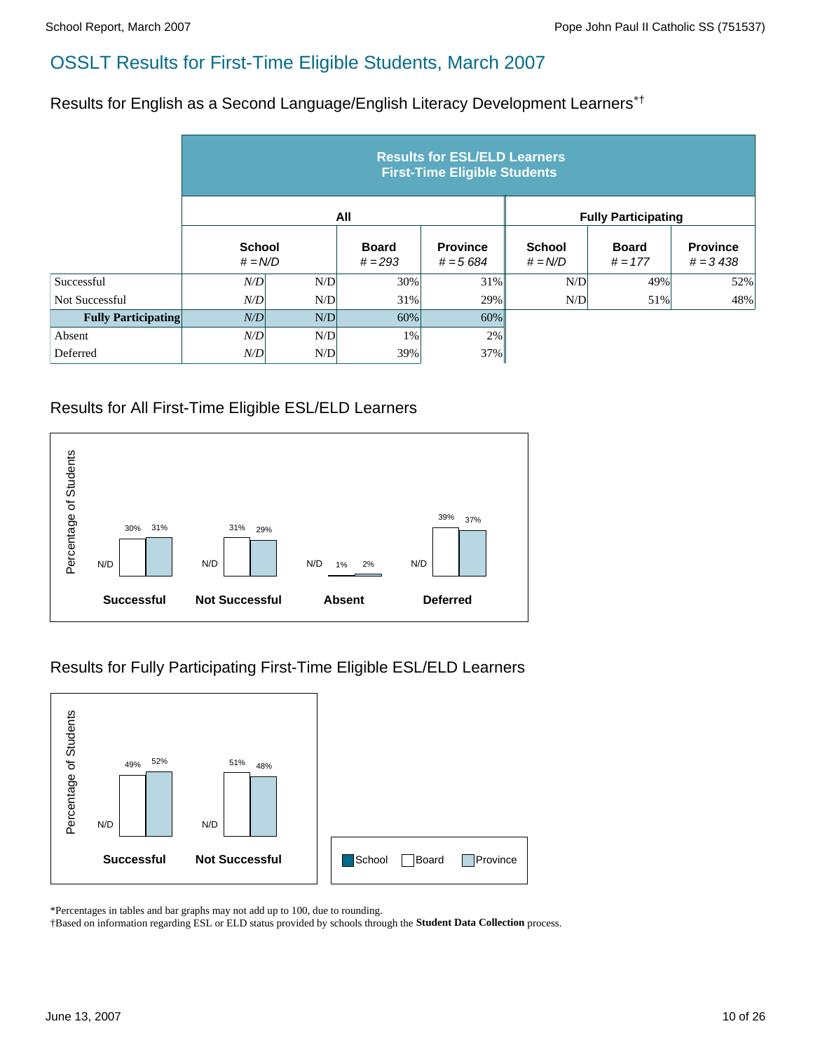# OSSLT Results for First-Time Eligible Students, March 2007

## Results for English as a Second Language/English Literacy Development Learners*†

| | Results for ESL/ELD Learners First-Time Eligible Students | | | | | | |
|---|---|---|---|---|---|---|---|
| | All | | | | Fully Participating | | |
| | School # = N/D | | Board # = 293 | Province # = 5 684 | School # = N/D | Board # = 177 | Province # = 3 438 |
| Successful | N/D | N/D | 30% | 31% | N/D | 49% | 52% |
| Not Successful | N/D | N/D | 31% | 29% | N/D | 51% | 48% |
| **Fully Participating** | N/D | N/D | 60% | 60% | | | |
| Absent | N/D | N/D | 1% | 2% | | | |
| Deferred | N/D | N/D | 39% | 37% | | | |

## Results for All First-Time Eligible ESL/ELD Learners

| | School | Board | Province |
|---|---|---|---|
| Successful | N/D | 30% | 31% |
| Not Successful | N/D | 31% | 29% |
| Absent | N/D | 1% | 2% |
| Deferred | N/D | 39% | 37% |

## Results for Fully Participating First-Time Eligible ESL/ELD Learners

| | School | Board | Province |
|---|---|---|---|
| Successful | N/D | 49% | 52% |
| Not Successful | N/D | 51% | 48% |

*Percentages in tables and bar graphs may not add up to 100, due to rounding.
†Based on information regarding ESL or ELD status provided by schools through the **Student Data Collection** process.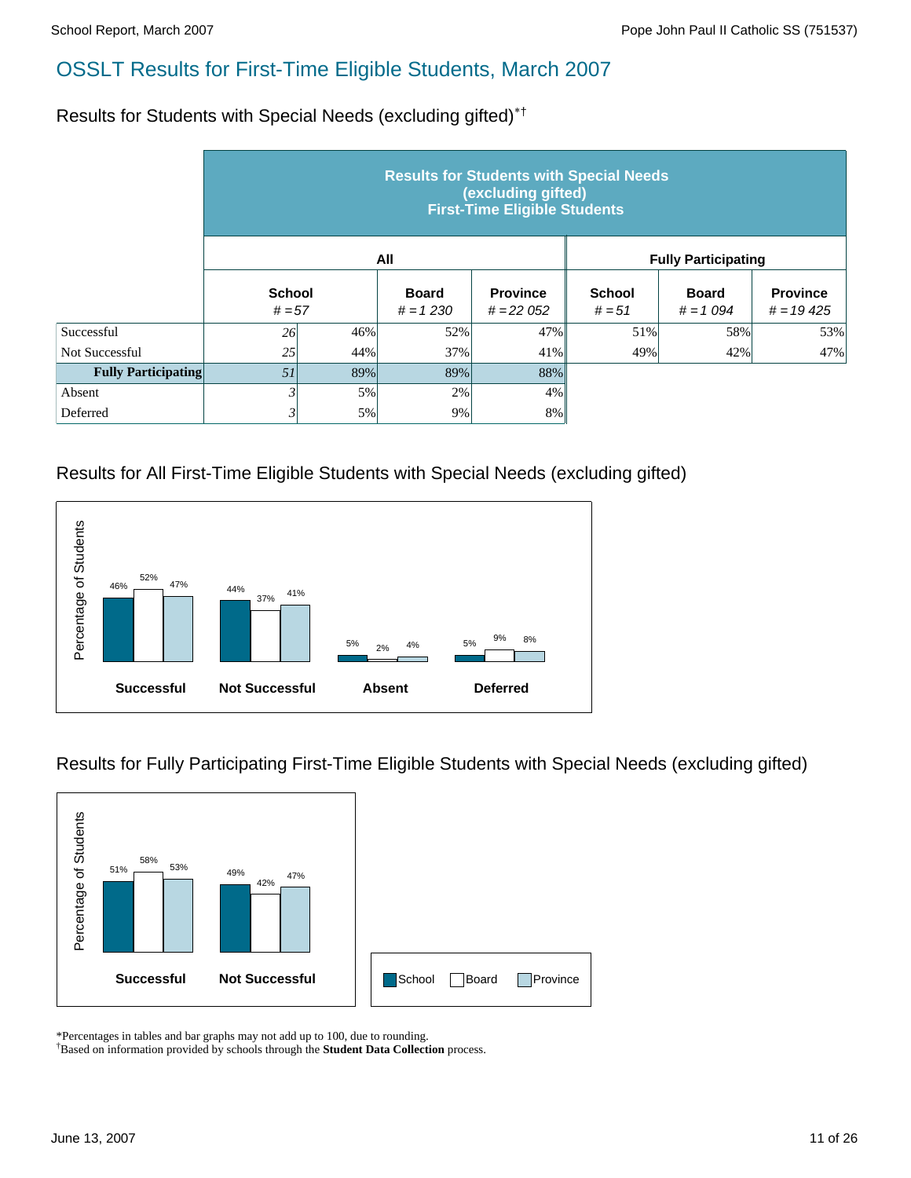# OSSLT Results for First-Time Eligible Students, March 2007

## Results for Students with Special Needs (excluding gifted)*†

| | Results for Students with Special Needs (excluding gifted) First-Time Eligible Students | | | | | | |
|---|---|---|---|---|---|---|---|
| | All | | | | Fully Participating | | |
| | School # = 57 | | Board # = 1 230 | Province # = 22 052 | School # = 51 | Board # = 1 094 | Province # = 19 425 |
| Successful | *26* | 46% | 52% | 47% | 51% | 58% | 53% |
| Not Successful | *25* | 44% | 37% | 41% | 49% | 42% | 47% |
| **Fully Participating** | *51* | 89% | 89% | 88% | | | |
| Absent | *3* | 5% | 2% | 4% | | | |
| Deferred | *3* | 5% | 9% | 8% | | | |

## Results for All First-Time Eligible Students with Special Needs (excluding gifted)

| | School | Board | Province |
|---|---|---|---|
| Successful | 46% | 52% | 47% |
| Not Successful | 44% | 37% | 41% |
| Absent | 5% | 2% | 4% |
| Deferred | 5% | 9% | 8% |

## Results for Fully Participating First-Time Eligible Students with Special Needs (excluding gifted)

| | School | Board | Province |
|---|---|---|---|
| Successful | 51% | 58% | 53% |
| Not Successful | 49% | 42% | 47% |

*Percentages in tables and bar graphs may not add up to 100, due to rounding.
†Based on information provided by schools through the **Student Data Collection** process.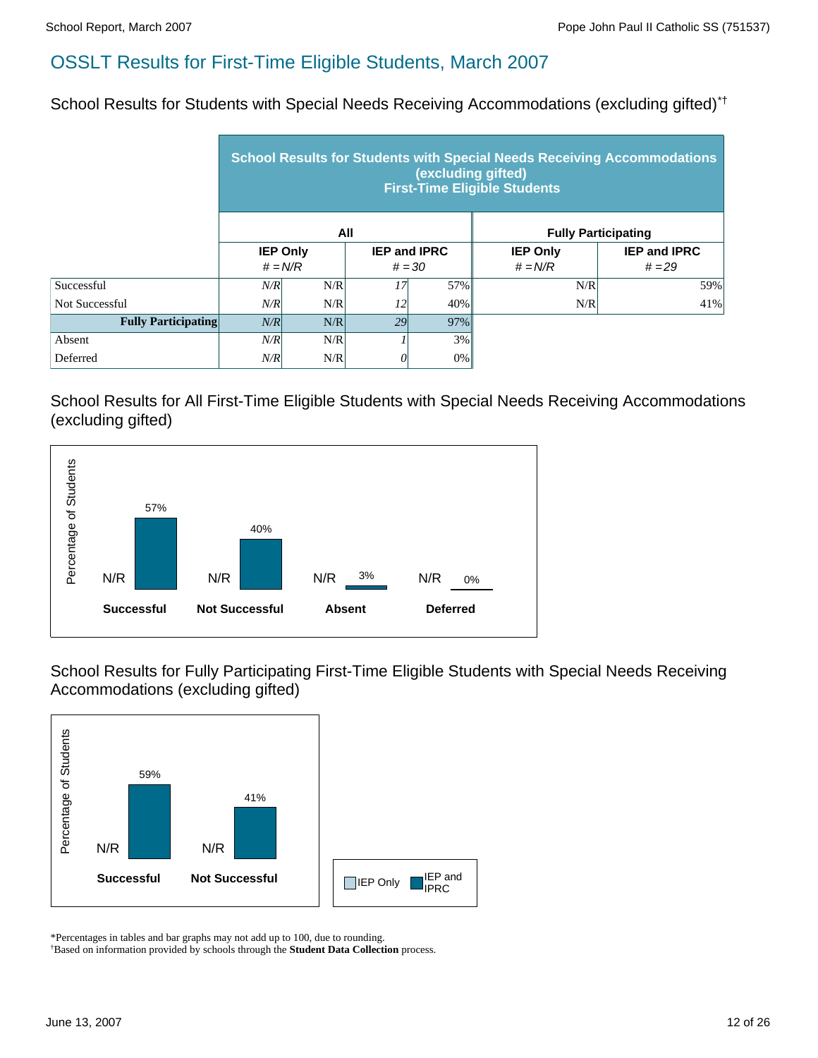# OSSLT Results for First-Time Eligible Students, March 2007

## School Results for Students with Special Needs Receiving Accommodations (excluding gifted)*†

| | School Results for Students with Special Needs Receiving Accommodations (excluding gifted) First-Time Eligible Students | | | | | |
|---|---|---|---|---|---|---|
| | All | | | | Fully Participating | |
| | IEP Only # = N/R | | IEP and IPRC # = 30 | | IEP Only # = N/R | IEP and IPRC # = 29 |
| Successful | N/R | N/R | 17 | 57% | N/R | 59% |
| Not Successful | N/R | N/R | 12 | 40% | N/R | 41% |
| **Fully Participating** | N/R | N/R | 29 | 97% | | |
| Absent | N/R | N/R | 1 | 3% | | |
| Deferred | N/R | N/R | 0 | 0% | | |

## School Results for All First-Time Eligible Students with Special Needs Receiving Accommodations (excluding gifted)

| | IEP Only | IEP and IPRC |
|---|---|---|
| **Successful** | N/R | 57% |
| **Not Successful** | N/R | 40% |
| **Absent** | N/R | 3% |
| **Deferred** | N/R | 0% |

## School Results for Fully Participating First-Time Eligible Students with Special Needs Receiving Accommodations (excluding gifted)

| | IEP Only | IEP and IPRC |
|---|---|---|
| **Successful** | N/R | 59% |
| **Not Successful** | N/R | 41% |

*Percentages in tables and bar graphs may not add up to 100, due to rounding.
†Based on information provided by schools through the **Student Data Collection** process.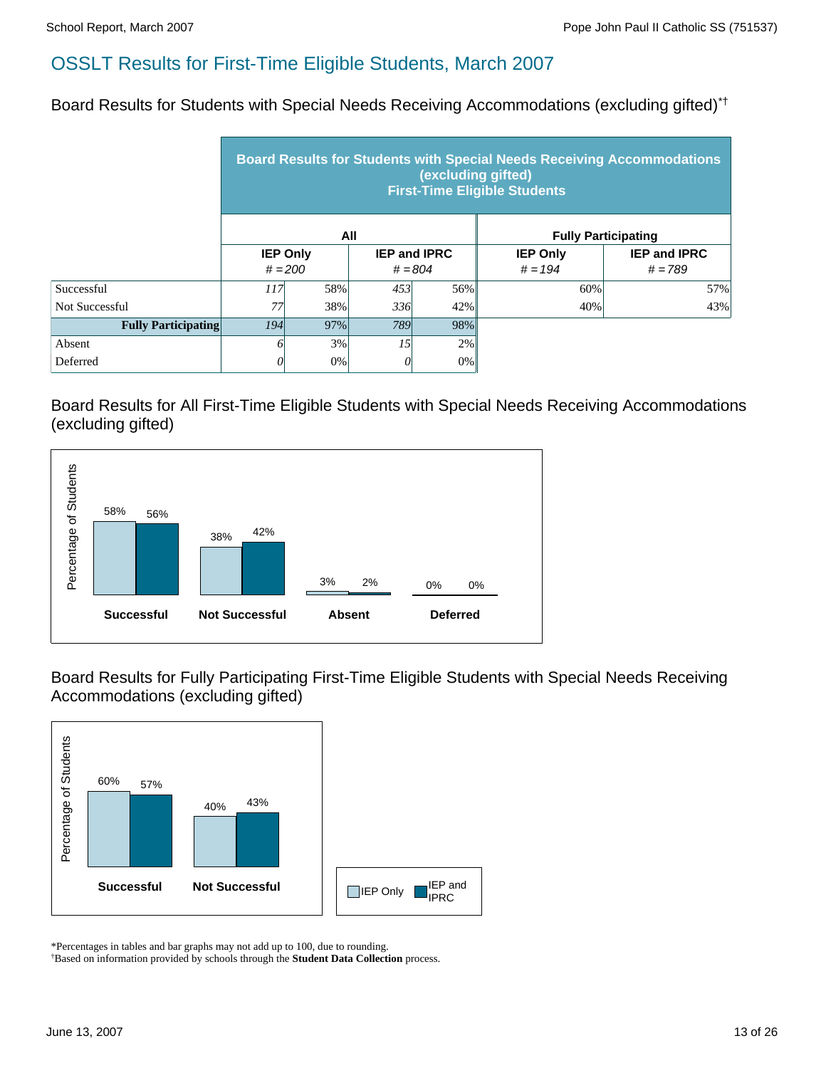# OSSLT Results for First-Time Eligible Students, March 2007

## Board Results for Students with Special Needs Receiving Accommodations (excluding gifted)*†

**Board Results for Students with Special Needs Receiving Accommodations (excluding gifted) First-Time Eligible Students**

| | All | | | | Fully Participating | |
|---|---|---|---|---|---|---|
| | IEP Only # = 200 | | IEP and IPRC # = 804 | | IEP Only # = 194 | IEP and IPRC # = 789 |
| Successful | 117 | 58% | 453 | 56% | 60% | 57% |
| Not Successful | 77 | 38% | 336 | 42% | 40% | 43% |
| **Fully Participating** | 194 | 97% | 789 | 98% | | |
| Absent | 6 | 3% | 15 | 2% | | |
| Deferred | 0 | 0% | 0 | 0% | | |

## Board Results for All First-Time Eligible Students with Special Needs Receiving Accommodations (excluding gifted)

| | IEP Only | IEP and IPRC |
|---|---|---|
| Successful | 58% | 56% |
| Not Successful | 38% | 42% |
| Absent | 3% | 2% |
| Deferred | 0% | 0% |

## Board Results for Fully Participating First-Time Eligible Students with Special Needs Receiving Accommodations (excluding gifted)

| | IEP Only | IEP and IPRC |
|---|---|---|
| Successful | 60% | 57% |
| Not Successful | 40% | 43% |

*Percentages in tables and bar graphs may not add up to 100, due to rounding.
†Based on information provided by schools through the **Student Data Collection** process.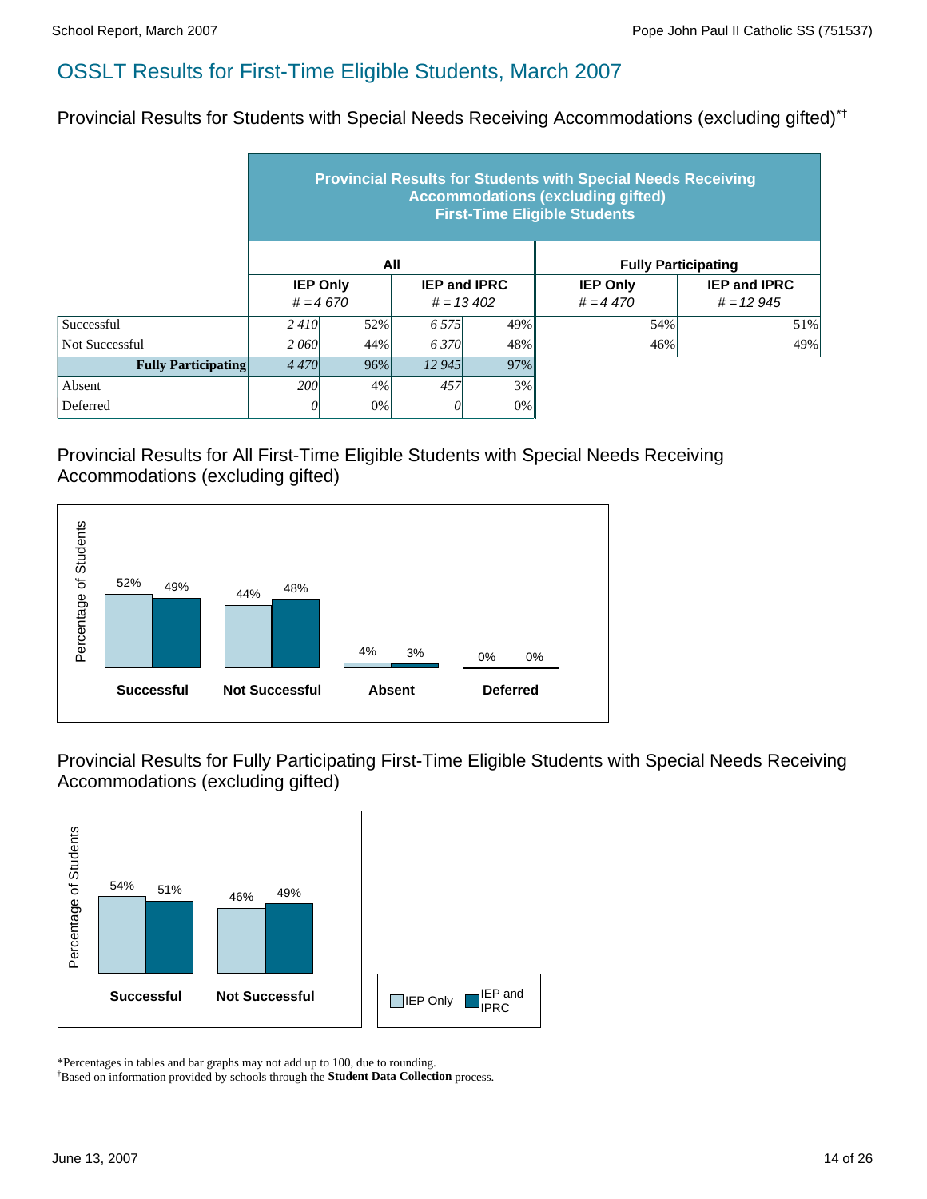## OSSLT Results for First-Time Eligible Students, March 2007

### Provincial Results for Students with Special Needs Receiving Accommodations (excluding gifted)*†

| | **Provincial Results for Students with Special Needs Receiving Accommodations (excluding gifted) First-Time Eligible Students** | | | | | |
|---|---|---|---|---|---|---|
| | **All** | | | | **Fully Participating** | |
| | **IEP Only** *# = 4 670* | | **IEP and IPRC** *# = 13 402* | | **IEP Only** *# = 4 470* | **IEP and IPRC** *# = 12 945* |
| Successful | *2 410* | 52% | *6 575* | 49% | 54% | 51% |
| Not Successful | *2 060* | 44% | *6 370* | 48% | 46% | 49% |
| **Fully Participating** | *4 470* | 96% | *12 945* | 97% | | |
| Absent | *200* | 4% | *457* | 3% | | |
| Deferred | *0* | 0% | *0* | 0% | | |

### Provincial Results for All First-Time Eligible Students with Special Needs Receiving Accommodations (excluding gifted)

| Percentage of Students | IEP Only | IEP and IPRC |
|---|---|---|
| Successful | 52% | 49% |
| Not Successful | 44% | 48% |
| Absent | 4% | 3% |
| Deferred | 0% | 0% |

### Provincial Results for Fully Participating First-Time Eligible Students with Special Needs Receiving Accommodations (excluding gifted)

| Percentage of Students | IEP Only | IEP and IPRC |
|---|---|---|
| Successful | 54% | 51% |
| Not Successful | 46% | 49% |

*Percentages in tables and bar graphs may not add up to 100, due to rounding.
†Based on information provided by schools through the **Student Data Collection** process.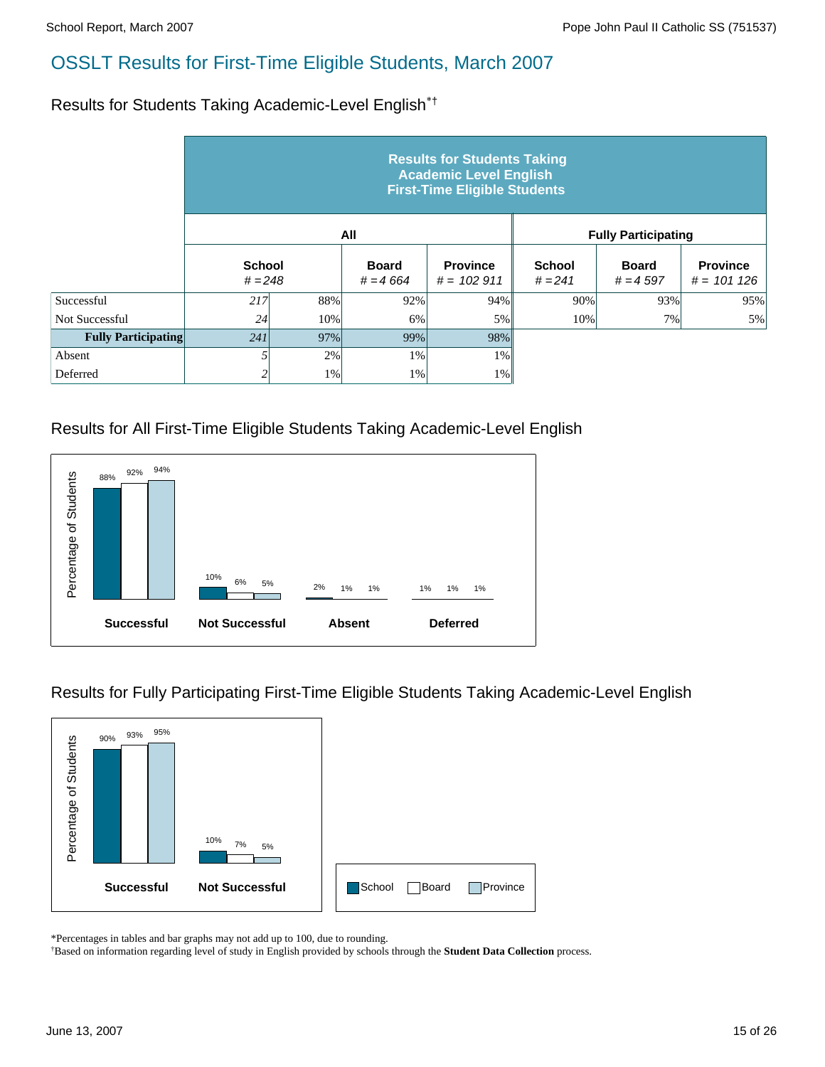# OSSLT Results for First-Time Eligible Students, March 2007

## Results for Students Taking Academic-Level English*†

| | Results for Students Taking Academic Level English First-Time Eligible Students | | | | | | |
|---|---|---|---|---|---|---|---|
| | All | | | | Fully Participating | | |
| | School # = 248 | | Board # = 4 664 | Province # = 102 911 | School # = 241 | Board # = 4 597 | Province # = 101 126 |
| Successful | 217 | 88% | 92% | 94% | 90% | 93% | 95% |
| Not Successful | 24 | 10% | 6% | 5% | 10% | 7% | 5% |
| **Fully Participating** | 241 | 97% | 99% | 98% | | | |
| Absent | 5 | 2% | 1% | 1% | | | |
| Deferred | 2 | 1% | 1% | 1% | | | |

## Results for All First-Time Eligible Students Taking Academic-Level English

| | School | Board | Province |
|---|---|---|---|
| Successful | 88% | 92% | 94% |
| Not Successful | 10% | 6% | 5% |
| Absent | 2% | 1% | 1% |
| Deferred | 1% | 1% | 1% |

## Results for Fully Participating First-Time Eligible Students Taking Academic-Level English

| | School | Board | Province |
|---|---|---|---|
| Successful | 90% | 93% | 95% |
| Not Successful | 10% | 7% | 5% |

*Percentages in tables and bar graphs may not add up to 100, due to rounding.

†Based on information regarding level of study in English provided by schools through the **Student Data Collection** process.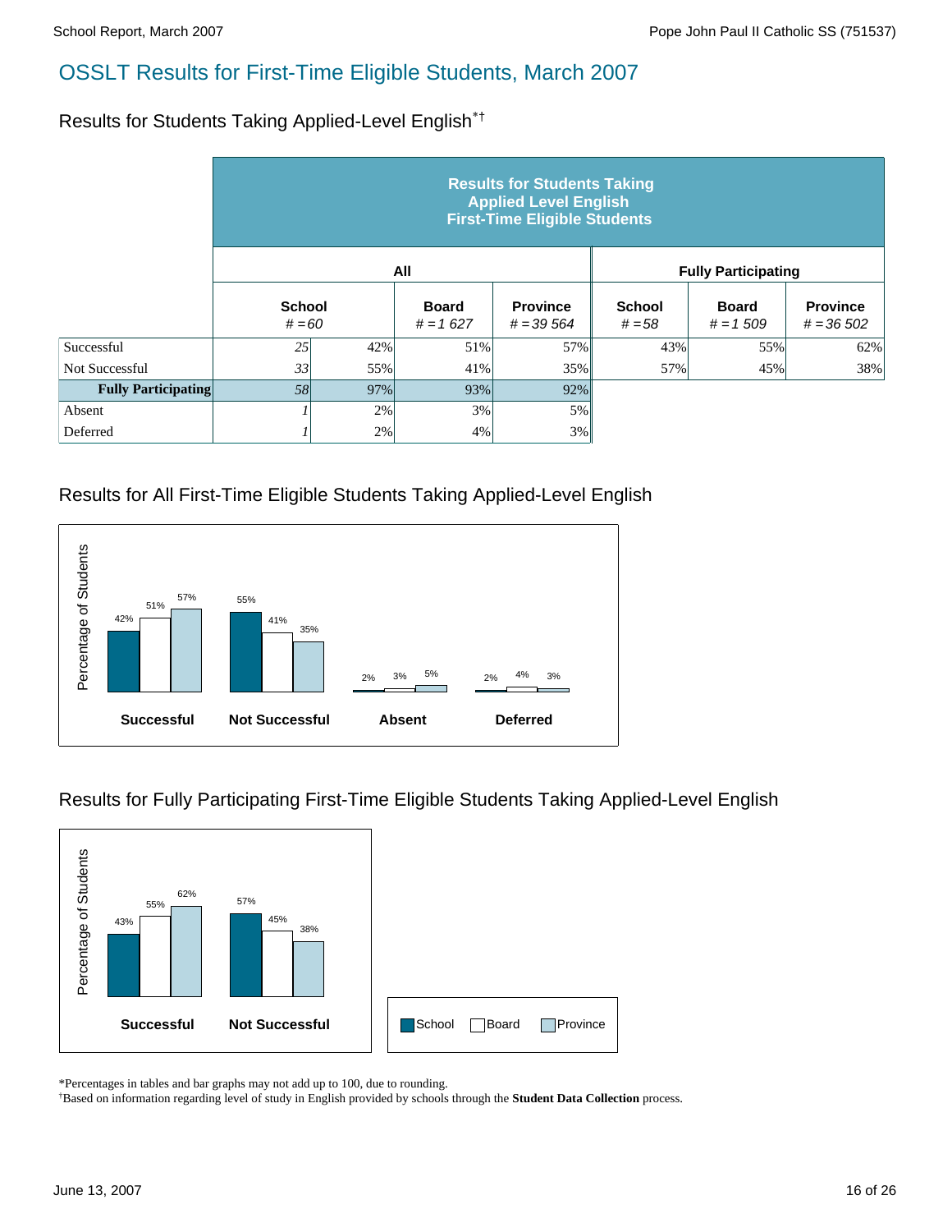# OSSLT Results for First-Time Eligible Students, March 2007

## Results for Students Taking Applied-Level English*†

| | Results for Students Taking Applied Level English First-Time Eligible Students | | | | | | |
|---|---|---|---|---|---|---|---|
| | All | | | | Fully Participating | | |
| | School # = 60 | | Board # = 1 627 | Province # = 39 564 | School # = 58 | Board # = 1 509 | Province # = 36 502 |
| Successful | 25 | 42% | 51% | 57% | 43% | 55% | 62% |
| Not Successful | 33 | 55% | 41% | 35% | 57% | 45% | 38% |
| **Fully Participating** | 58 | 97% | 93% | 92% | | | |
| Absent | 1 | 2% | 3% | 5% | | | |
| Deferred | 1 | 2% | 4% | 3% | | | |

## Results for All First-Time Eligible Students Taking Applied-Level English

| Percentage of Students | School | Board | Province |
|---|---|---|---|
| Successful | 42% | 51% | 57% |
| Not Successful | 55% | 41% | 35% |
| Absent | 2% | 3% | 5% |
| Deferred | 2% | 4% | 3% |

## Results for Fully Participating First-Time Eligible Students Taking Applied-Level English

| Percentage of Students | School | Board | Province |
|---|---|---|---|
| Successful | 43% | 55% | 62% |
| Not Successful | 57% | 45% | 38% |

*Percentages in tables and bar graphs may not add up to 100, due to rounding.

†Based on information regarding level of study in English provided by schools through the **Student Data Collection** process.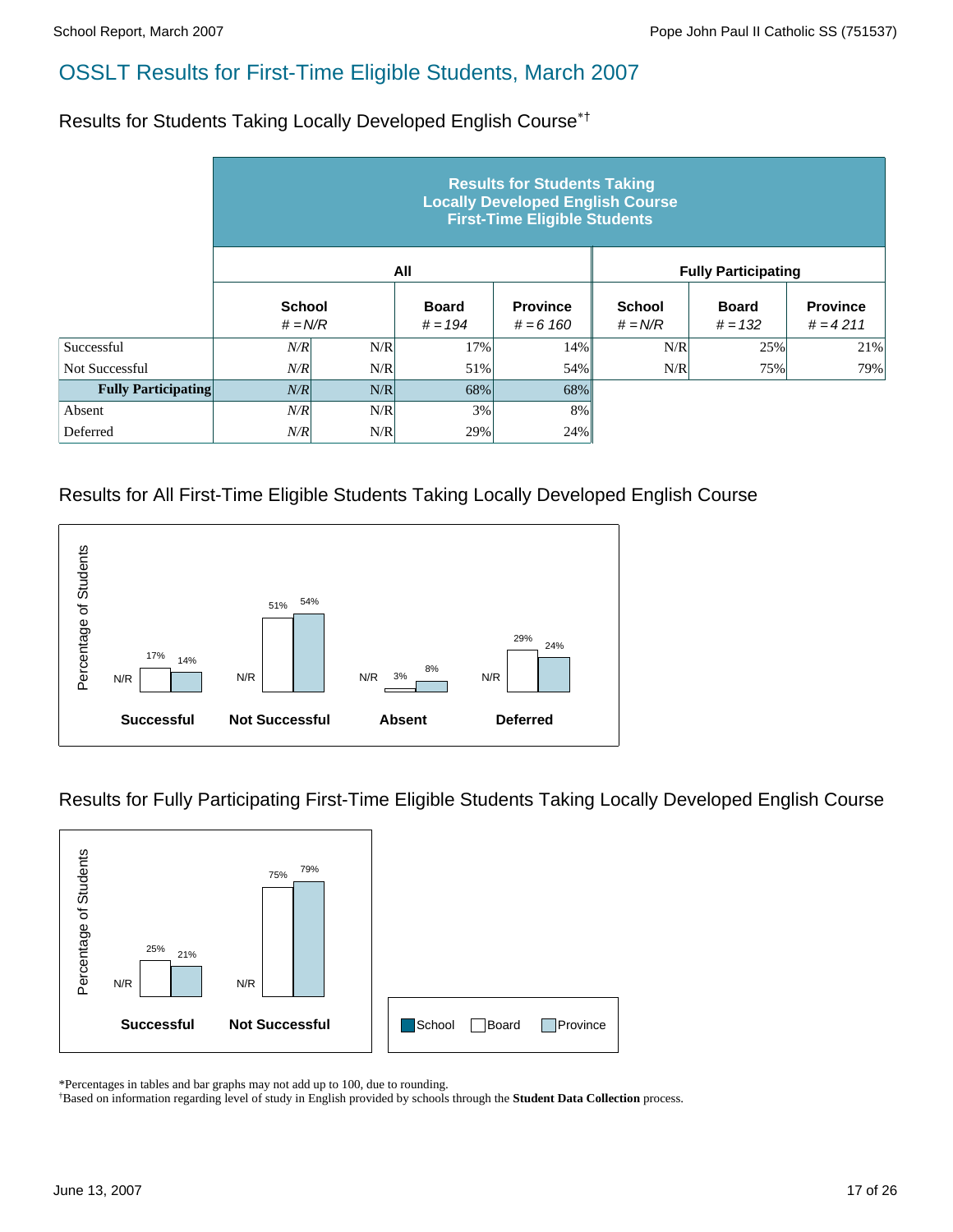# OSSLT Results for First-Time Eligible Students, March 2007

## Results for Students Taking Locally Developed English Course*†

| | Results for Students Taking Locally Developed English Course First-Time Eligible Students | | | | | | |
|---|---|---|---|---|---|---|---|
| | All | | | | Fully Participating | | |
| | School # = N/R | | Board # = 194 | Province # = 6 160 | School # = N/R | Board # = 132 | Province # = 4 211 |
| Successful | N/R | N/R | 17% | 14% | N/R | 25% | 21% |
| Not Successful | N/R | N/R | 51% | 54% | N/R | 75% | 79% |
| **Fully Participating** | N/R | N/R | 68% | 68% | | | |
| Absent | N/R | N/R | 3% | 8% | | | |
| Deferred | N/R | N/R | 29% | 24% | | | |

## Results for All First-Time Eligible Students Taking Locally Developed English Course

| | School | Board | Province |
|---|---|---|---|
| Successful | N/R | 17% | 14% |
| Not Successful | N/R | 51% | 54% |
| Absent | N/R | 3% | 8% |
| Deferred | N/R | 29% | 24% |

## Results for Fully Participating First-Time Eligible Students Taking Locally Developed English Course

| | School | Board | Province |
|---|---|---|---|
| Successful | N/R | 25% | 21% |
| Not Successful | N/R | 75% | 79% |

*Percentages in tables and bar graphs may not add up to 100, due to rounding.
†Based on information regarding level of study in English provided by schools through the **Student Data Collection** process.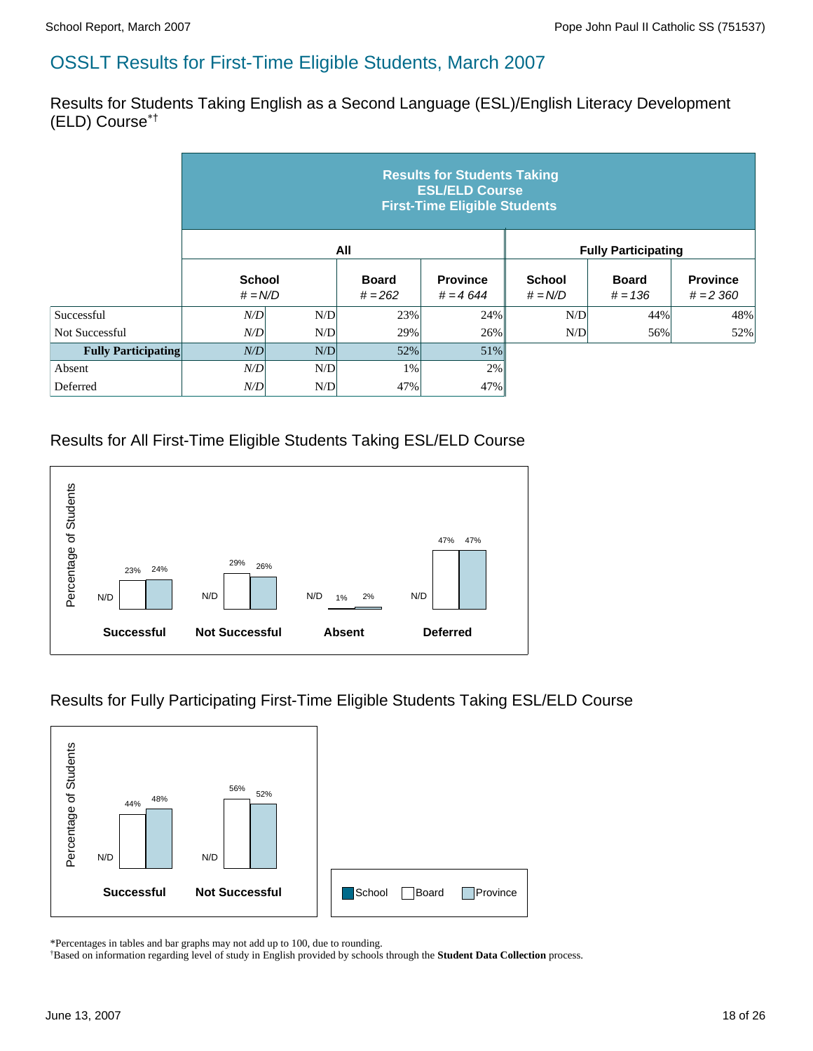# OSSLT Results for First-Time Eligible Students, March 2007

## Results for Students Taking English as a Second Language (ESL)/English Literacy Development (ELD) Course*†

| | Results for Students Taking ESL/ELD Course First-Time Eligible Students | | | | | | |
|---|---|---|---|---|---|---|---|
| | All | | | | Fully Participating | | |
| | School # = N/D | | Board # = 262 | Province # = 4 644 | School # = N/D | Board # = 136 | Province # = 2 360 |
| Successful | *N/D* | N/D | 23% | 24% | N/D | 44% | 48% |
| Not Successful | *N/D* | N/D | 29% | 26% | N/D | 56% | 52% |
| **Fully Participating** | *N/D* | N/D | 52% | 51% | | | |
| Absent | *N/D* | N/D | 1% | 2% | | | |
| Deferred | *N/D* | N/D | 47% | 47% | | | |

### Results for All First-Time Eligible Students Taking ESL/ELD Course

| | School | Board | Province |
|---|---|---|---|
| Successful | N/D | 23% | 24% |
| Not Successful | N/D | 29% | 26% |
| Absent | N/D | 1% | 2% |
| Deferred | N/D | 47% | 47% |

### Results for Fully Participating First-Time Eligible Students Taking ESL/ELD Course

| | School | Board | Province |
|---|---|---|---|
| Successful | N/D | 44% | 48% |
| Not Successful | N/D | 56% | 52% |

*Percentages in tables and bar graphs may not add up to 100, due to rounding.

†Based on information regarding level of study in English provided by schools through the **Student Data Collection** process.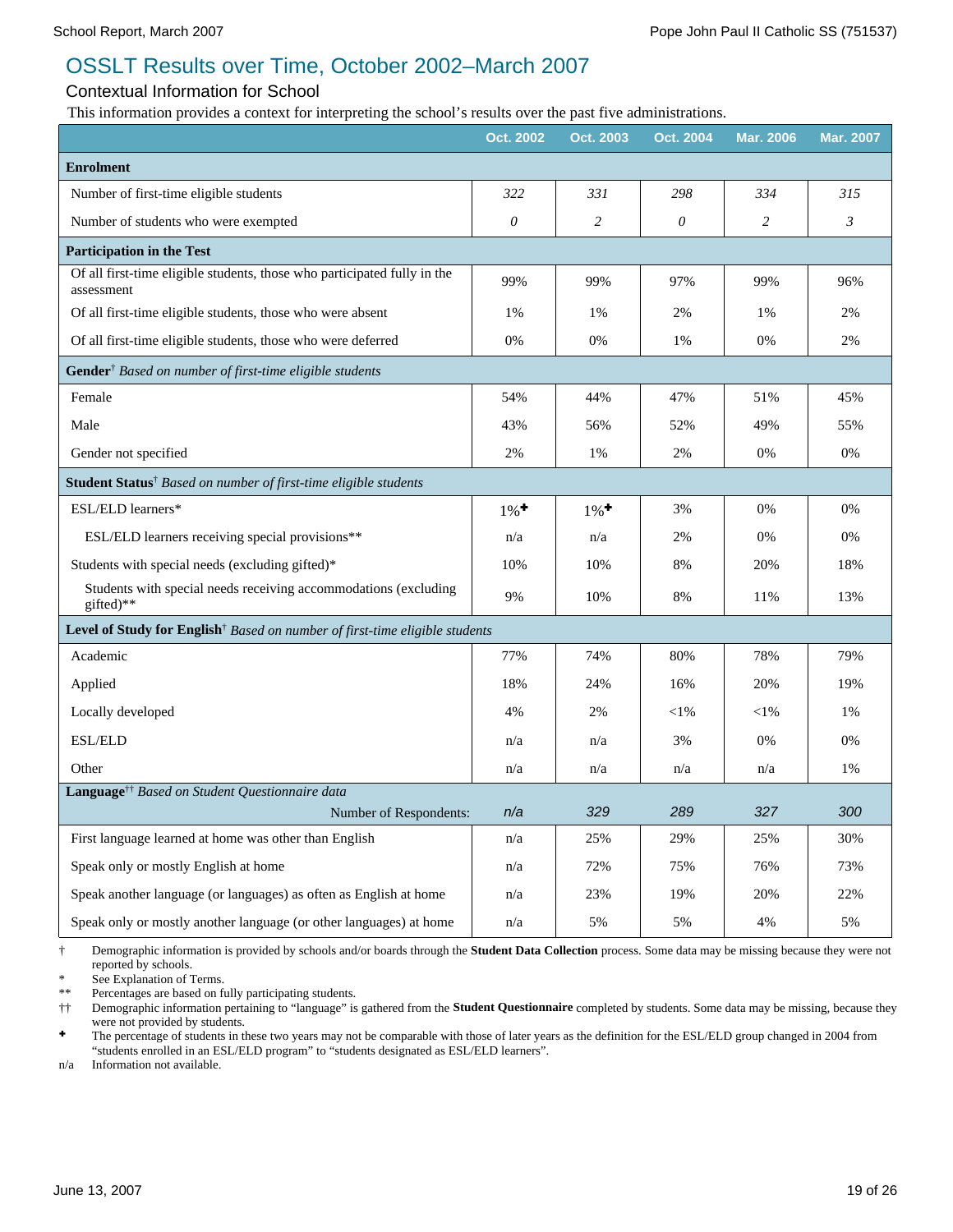# OSSLT Results over Time, October 2002–March 2007

## Contextual Information for School

This information provides a context for interpreting the school's results over the past five administrations.

| | Oct. 2002 | Oct. 2003 | Oct. 2004 | Mar. 2006 | Mar. 2007 |
|---|---|---|---|---|---|
| **Enrolment** | | | | | |
| Number of first-time eligible students | *322* | *331* | *298* | *334* | *315* |
| Number of students who were exempted | *0* | *2* | *0* | *2* | *3* |
| **Participation in the Test** | | | | | |
| Of all first-time eligible students, those who participated fully in the assessment | 99% | 99% | 97% | 99% | 96% |
| Of all first-time eligible students, those who were absent | 1% | 1% | 2% | 1% | 2% |
| Of all first-time eligible students, those who were deferred | 0% | 0% | 1% | 0% | 2% |
| **Gender**† *Based on number of first-time eligible students* | | | | | |
| Female | 54% | 44% | 47% | 51% | 45% |
| Male | 43% | 56% | 52% | 49% | 55% |
| Gender not specified | 2% | 1% | 2% | 0% | 0% |
| **Student Status**† *Based on number of first-time eligible students* | | | | | |
| ESL/ELD learners* | 1%✚ | 1%✚ | 3% | 0% | 0% |
| ESL/ELD learners receiving special provisions** | n/a | n/a | 2% | 0% | 0% |
| Students with special needs (excluding gifted)* | 10% | 10% | 8% | 20% | 18% |
| Students with special needs receiving accommodations (excluding gifted)** | 9% | 10% | 8% | 11% | 13% |
| **Level of Study for English**† *Based on number of first-time eligible students* | | | | | |
| Academic | 77% | 74% | 80% | 78% | 79% |
| Applied | 18% | 24% | 16% | 20% | 19% |
| Locally developed | 4% | 2% | <1% | <1% | 1% |
| ESL/ELD | n/a | n/a | 3% | 0% | 0% |
| Other | n/a | n/a | n/a | n/a | 1% |
| **Language**†† *Based on Student Questionnaire data* — Number of Respondents: | *n/a* | *329* | *289* | *327* | *300* |
| First language learned at home was other than English | n/a | 25% | 29% | 25% | 30% |
| Speak only or mostly English at home | n/a | 72% | 75% | 76% | 73% |
| Speak another language (or languages) as often as English at home | n/a | 23% | 19% | 20% | 22% |
| Speak only or mostly another language (or other languages) at home | n/a | 5% | 5% | 4% | 5% |

† Demographic information is provided by schools and/or boards through the **Student Data Collection** process. Some data may be missing because they were not reported by schools.

\* See Explanation of Terms.

\** Percentages are based on fully participating students.

†† Demographic information pertaining to "language" is gathered from the **Student Questionnaire** completed by students. Some data may be missing, because they were not provided by students.

✚ The percentage of students in these two years may not be comparable with those of later years as the definition for the ESL/ELD group changed in 2004 from "students enrolled in an ESL/ELD program" to "students designated as ESL/ELD learners".

n/a Information not available.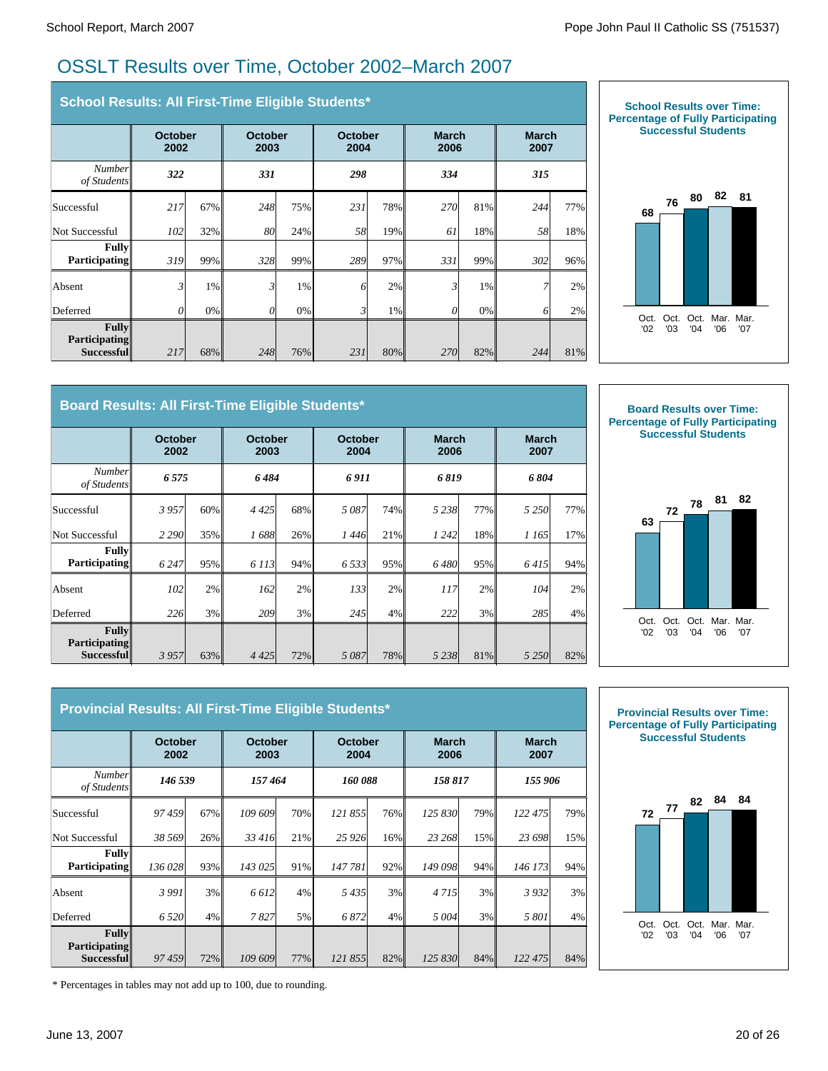# OSSLT Results over Time, October 2002–March 2007

## School Results: All First-Time Eligible Students*

| | October 2002 | | October 2003 | | October 2004 | | March 2006 | | March 2007 | |
|---|---|---|---|---|---|---|---|---|---|---|
| *Number of Students* | ***322*** | | ***331*** | | ***298*** | | ***334*** | | ***315*** | |
| Successful | *217* | 67% | *248* | 75% | *231* | 78% | *270* | 81% | *244* | 77% |
| Not Successful | *102* | 32% | *80* | 24% | *58* | 19% | *61* | 18% | *58* | 18% |
| **Fully Participating** | *319* | 99% | *328* | 99% | *289* | 97% | *331* | 99% | *302* | 96% |
| Absent | *3* | 1% | *3* | 1% | *6* | 2% | *3* | 1% | *7* | 2% |
| Deferred | *0* | 0% | *0* | 0% | *3* | 1% | *0* | 0% | *6* | 2% |
| **Fully Participating Successful** | *217* | 68% | *248* | 76% | *231* | 80% | *270* | 82% | *244* | 81% |

**School Results over Time: Percentage of Fully Participating Successful Students**

| Oct. '02 | Oct. '03 | Oct. '04 | Mar. '06 | Mar. '07 |
|---|---|---|---|---|
| 68 | 76 | 80 | 82 | 81 |

## Board Results: All First-Time Eligible Students*

| | October 2002 | | October 2003 | | October 2004 | | March 2006 | | March 2007 | |
|---|---|---|---|---|---|---|---|---|---|---|
| *Number of Students* | ***6 575*** | | ***6 484*** | | ***6 911*** | | ***6 819*** | | ***6 804*** | |
| Successful | *3 957* | 60% | *4 425* | 68% | *5 087* | 74% | *5 238* | 77% | *5 250* | 77% |
| Not Successful | *2 290* | 35% | *1 688* | 26% | *1 446* | 21% | *1 242* | 18% | *1 165* | 17% |
| **Fully Participating** | *6 247* | 95% | *6 113* | 94% | *6 533* | 95% | *6 480* | 95% | *6 415* | 94% |
| Absent | *102* | 2% | *162* | 2% | *133* | 2% | *117* | 2% | *104* | 2% |
| Deferred | *226* | 3% | *209* | 3% | *245* | 4% | *222* | 3% | *285* | 4% |
| **Fully Participating Successful** | *3 957* | 63% | *4 425* | 72% | *5 087* | 78% | *5 238* | 81% | *5 250* | 82% |

**Board Results over Time: Percentage of Fully Participating Successful Students**

| Oct. '02 | Oct. '03 | Oct. '04 | Mar. '06 | Mar. '07 |
|---|---|---|---|---|
| 63 | 72 | 78 | 81 | 82 |

## Provincial Results: All First-Time Eligible Students*

| | October 2002 | | October 2003 | | October 2004 | | March 2006 | | March 2007 | |
|---|---|---|---|---|---|---|---|---|---|---|
| *Number of Students* | ***146 539*** | | ***157 464*** | | ***160 088*** | | ***158 817*** | | ***155 906*** | |
| Successful | *97 459* | 67% | *109 609* | 70% | *121 855* | 76% | *125 830* | 79% | *122 475* | 79% |
| Not Successful | *38 569* | 26% | *33 416* | 21% | *25 926* | 16% | *23 268* | 15% | *23 698* | 15% |
| **Fully Participating** | *136 028* | 93% | *143 025* | 91% | *147 781* | 92% | *149 098* | 94% | *146 173* | 94% |
| Absent | *3 991* | 3% | *6 612* | 4% | *5 435* | 3% | *4 715* | 3% | *3 932* | 3% |
| Deferred | *6 520* | 4% | *7 827* | 5% | *6 872* | 4% | *5 004* | 3% | *5 801* | 4% |
| **Fully Participating Successful** | *97 459* | 72% | *109 609* | 77% | *121 855* | 82% | *125 830* | 84% | *122 475* | 84% |

**Provincial Results over Time: Percentage of Fully Participating Successful Students**

| Oct. '02 | Oct. '03 | Oct. '04 | Mar. '06 | Mar. '07 |
|---|---|---|---|---|
| 72 | 77 | 82 | 84 | 84 |

* Percentages in tables may not add up to 100, due to rounding.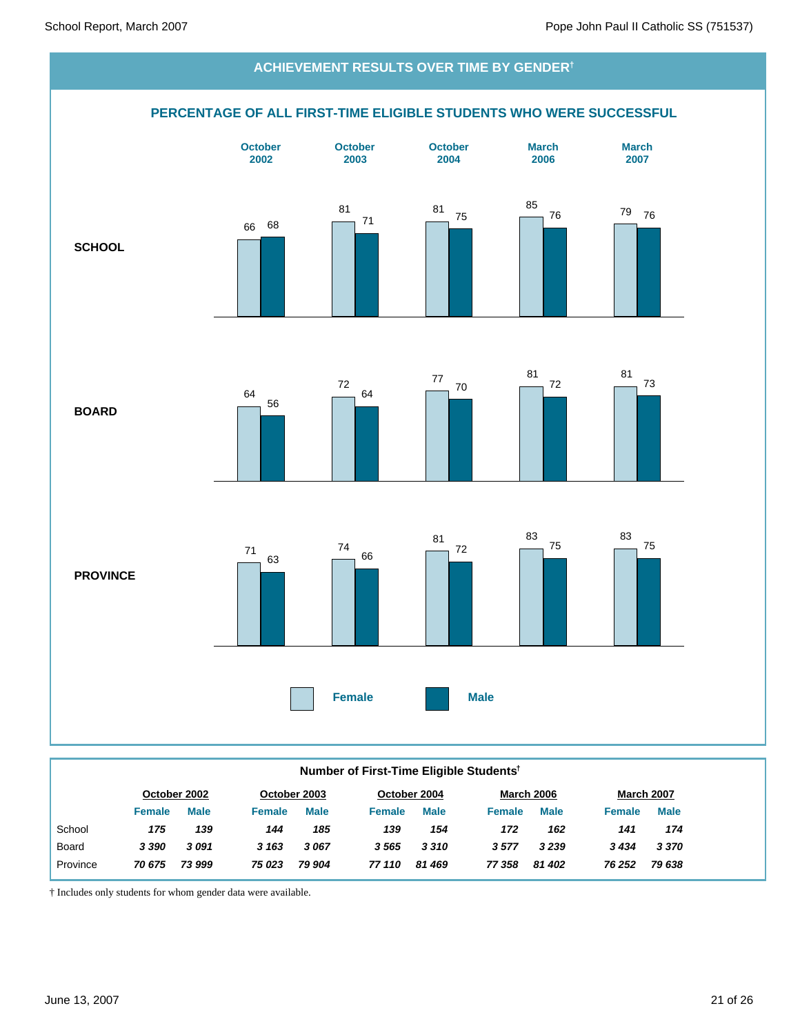## ACHIEVEMENT RESULTS OVER TIME BY GENDER[†]

### PERCENTAGE OF ALL FIRST-TIME ELIGIBLE STUDENTS WHO WERE SUCCESSFUL

| | October 2002 | | October 2003 | | October 2004 | | March 2006 | | March 2007 | |
|---|---|---|---|---|---|---|---|---|---|---|
| | Female | Male | Female | Male | Female | Male | Female | Male | Female | Male |
| **SCHOOL** | 66 | 68 | 81 | 71 | 81 | 75 | 85 | 76 | 79 | 76 |
| **BOARD** | 64 | 56 | 72 | 64 | 77 | 70 | 81 | 72 | 81 | 73 |
| **PROVINCE** | 71 | 63 | 74 | 66 | 81 | 72 | 83 | 75 | 83 | 75 |

### Number of First-Time Eligible Students[†]

| | October 2002 | | October 2003 | | October 2004 | | March 2006 | | March 2007 | |
|---|---|---|---|---|---|---|---|---|---|---|
| | Female | Male | Female | Male | Female | Male | Female | Male | Female | Male |
| School | *175* | *139* | *144* | *185* | *139* | *154* | *172* | *162* | *141* | *174* |
| Board | *3 390* | *3 091* | *3 163* | *3 067* | *3 565* | *3 310* | *3 577* | *3 239* | *3 434* | *3 370* |
| Province | *70 675* | *73 999* | *75 023* | *79 904* | *77 110* | *81 469* | *77 358* | *81 402* | *76 252* | *79 638* |

† Includes only students for whom gender data were available.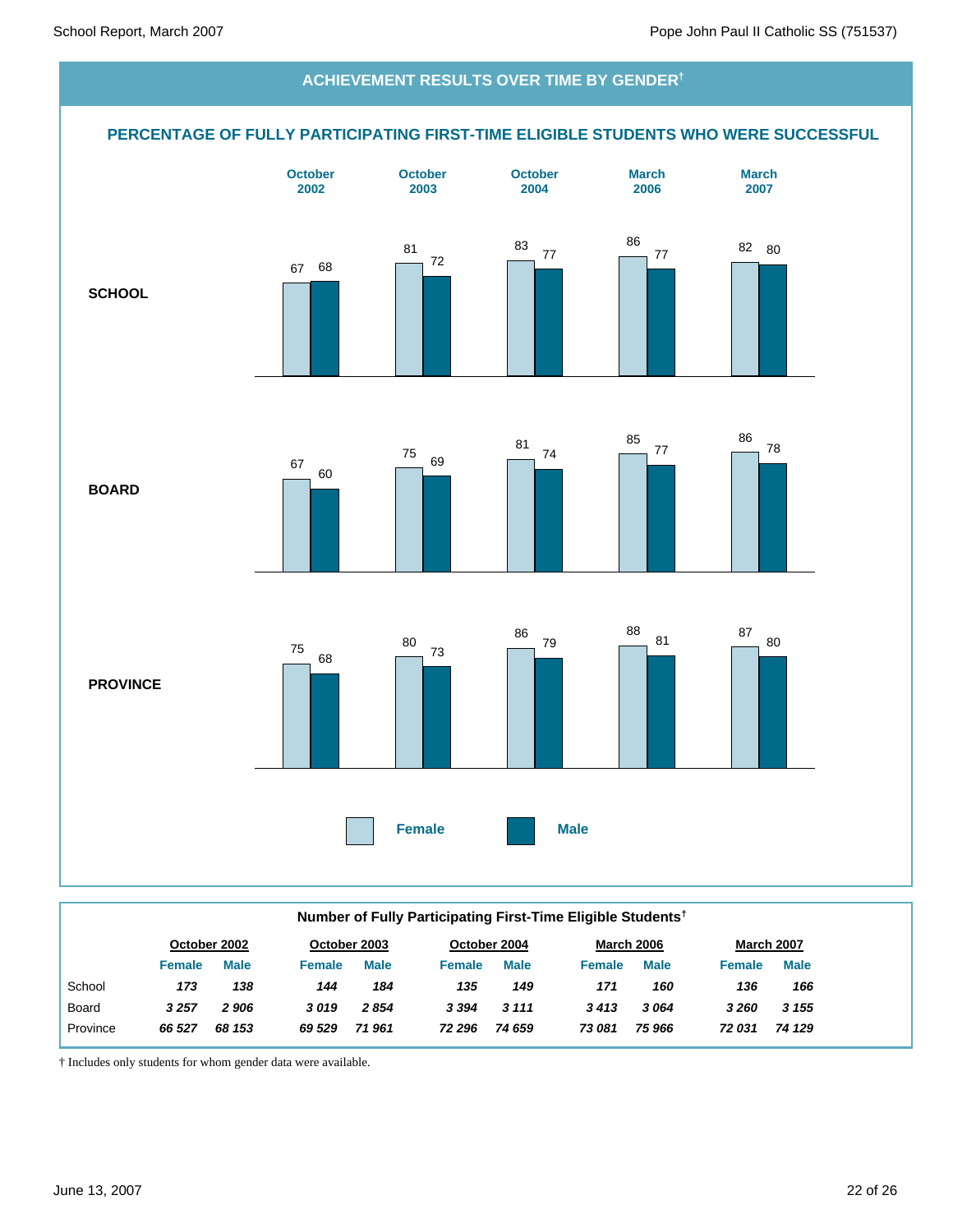## ACHIEVEMENT RESULTS OVER TIME BY GENDER†

### PERCENTAGE OF FULLY PARTICIPATING FIRST-TIME ELIGIBLE STUDENTS WHO WERE SUCCESSFUL

| | October 2002 | | October 2003 | | October 2004 | | March 2006 | | March 2007 | |
|---|---|---|---|---|---|---|---|---|---|---|
| | Female | Male | Female | Male | Female | Male | Female | Male | Female | Male |
| SCHOOL | 67 | 68 | 81 | 72 | 83 | 77 | 86 | 77 | 82 | 80 |
| BOARD | 67 | 60 | 75 | 69 | 81 | 74 | 85 | 77 | 86 | 78 |
| PROVINCE | 75 | 68 | 80 | 73 | 86 | 79 | 88 | 81 | 87 | 80 |

### Number of Fully Participating First-Time Eligible Students†

| | October 2002 | | October 2003 | | October 2004 | | March 2006 | | March 2007 | |
|---|---|---|---|---|---|---|---|---|---|---|
| | Female | Male | Female | Male | Female | Male | Female | Male | Female | Male |
| School | *173* | *138* | *144* | *184* | *135* | *149* | *171* | *160* | *136* | *166* |
| Board | *3 257* | *2 906* | *3 019* | *2 854* | *3 394* | *3 111* | *3 413* | *3 064* | *3 260* | *3 155* |
| Province | *66 527* | *68 153* | *69 529* | *71 961* | *72 296* | *74 659* | *73 081* | *75 966* | *72 031* | *74 129* |

† Includes only students for whom gender data were available.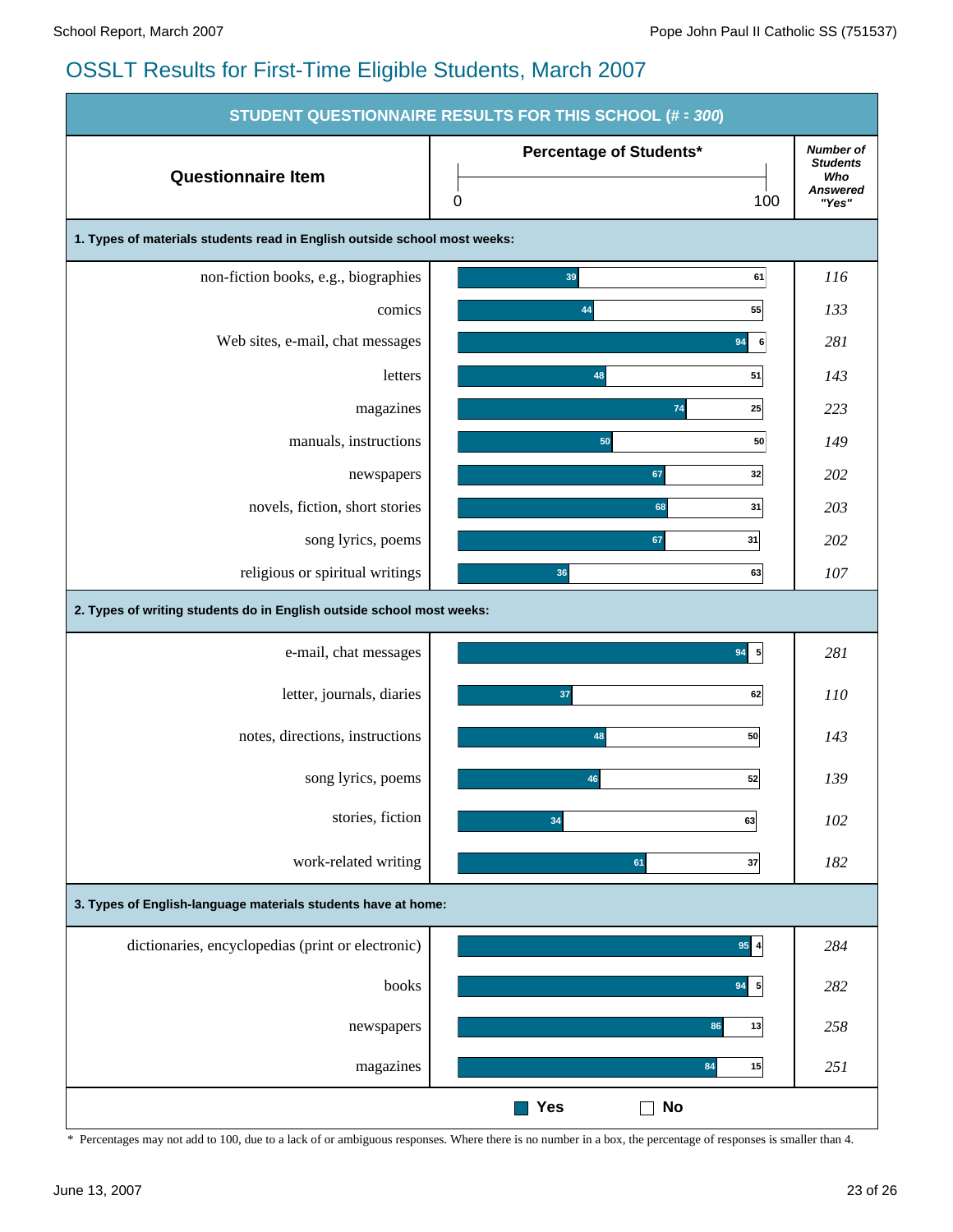# OSSLT Results for First-Time Eligible Students, March 2007

## STUDENT QUESTIONNAIRE RESULTS FOR THIS SCHOOL (# = *300*)

| Questionnaire Item | Percentage of Students* Yes | Percentage of Students* No | *Number of Students Who Answered "Yes"* |
|---|---|---|---|
| **1. Types of materials students read in English outside school most weeks:** | | | |
| non-fiction books, e.g., biographies | 39 | 61 | *116* |
| comics | 44 | 55 | *133* |
| Web sites, e-mail, chat messages | 94 | 6 | *281* |
| letters | 48 | 51 | *143* |
| magazines | 74 | 25 | *223* |
| manuals, instructions | 50 | 50 | *149* |
| newspapers | 67 | 32 | *202* |
| novels, fiction, short stories | 68 | 31 | *203* |
| song lyrics, poems | 67 | 31 | *202* |
| religious or spiritual writings | 36 | 63 | *107* |
| **2. Types of writing students do in English outside school most weeks:** | | | |
| e-mail, chat messages | 94 | 5 | *281* |
| letter, journals, diaries | 37 | 62 | *110* |
| notes, directions, instructions | 48 | 50 | *143* |
| song lyrics, poems | 46 | 52 | *139* |
| stories, fiction | 34 | 63 | *102* |
| work-related writing | 61 | 37 | *182* |
| **3. Types of English-language materials students have at home:** | | | |
| dictionaries, encyclopedias (print or electronic) | 95 | 4 | *284* |
| books | 94 | 5 | *282* |
| newspapers | 86 | 13 | *258* |
| magazines | 84 | 15 | *251* |

\* Percentages may not add to 100, due to a lack of or ambiguous responses. Where there is no number in a box, the percentage of responses is smaller than 4.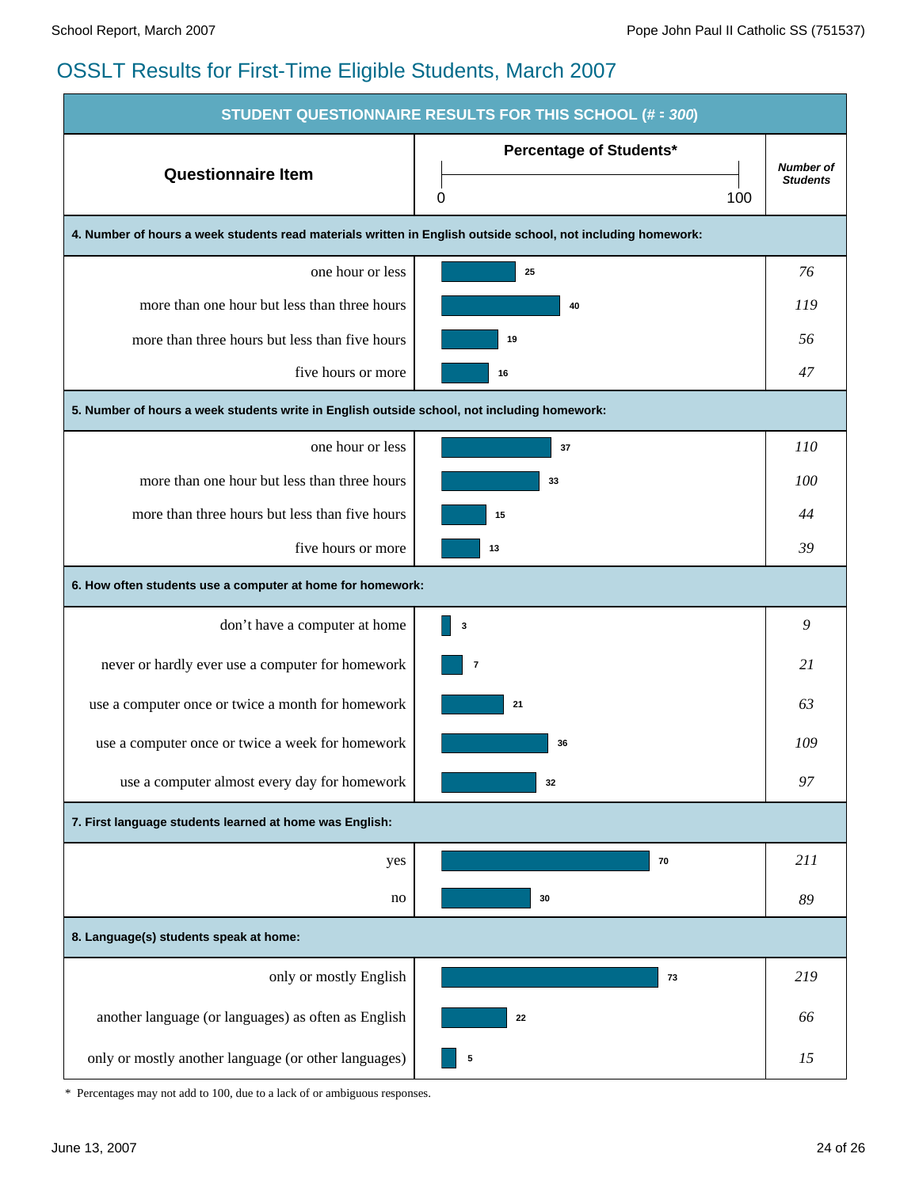# OSSLT Results for First-Time Eligible Students, March 2007

| STUDENT QUESTIONNAIRE RESULTS FOR THIS SCHOOL (# = *300*) | | |
|---|---|---|
| **Questionnaire Item** | **Percentage of Students*** | ***Number of Students*** |
| **4. Number of hours a week students read materials written in English outside school, not including homework:** | | |
| one hour or less | 25 | *76* |
| more than one hour but less than three hours | 40 | *119* |
| more than three hours but less than five hours | 19 | *56* |
| five hours or more | 16 | *47* |
| **5. Number of hours a week students write in English outside school, not including homework:** | | |
| one hour or less | 37 | *110* |
| more than one hour but less than three hours | 33 | *100* |
| more than three hours but less than five hours | 15 | *44* |
| five hours or more | 13 | *39* |
| **6. How often students use a computer at home for homework:** | | |
| don't have a computer at home | 3 | *9* |
| never or hardly ever use a computer for homework | 7 | *21* |
| use a computer once or twice a month for homework | 21 | *63* |
| use a computer once or twice a week for homework | 36 | *109* |
| use a computer almost every day for homework | 32 | *97* |
| **7. First language students learned at home was English:** | | |
| yes | 70 | *211* |
| no | 30 | *89* |
| **8. Language(s) students speak at home:** | | |
| only or mostly English | 73 | *219* |
| another language (or languages) as often as English | 22 | *66* |
| only or mostly another language (or other languages) | 5 | *15* |

* Percentages may not add to 100, due to a lack of or ambiguous responses.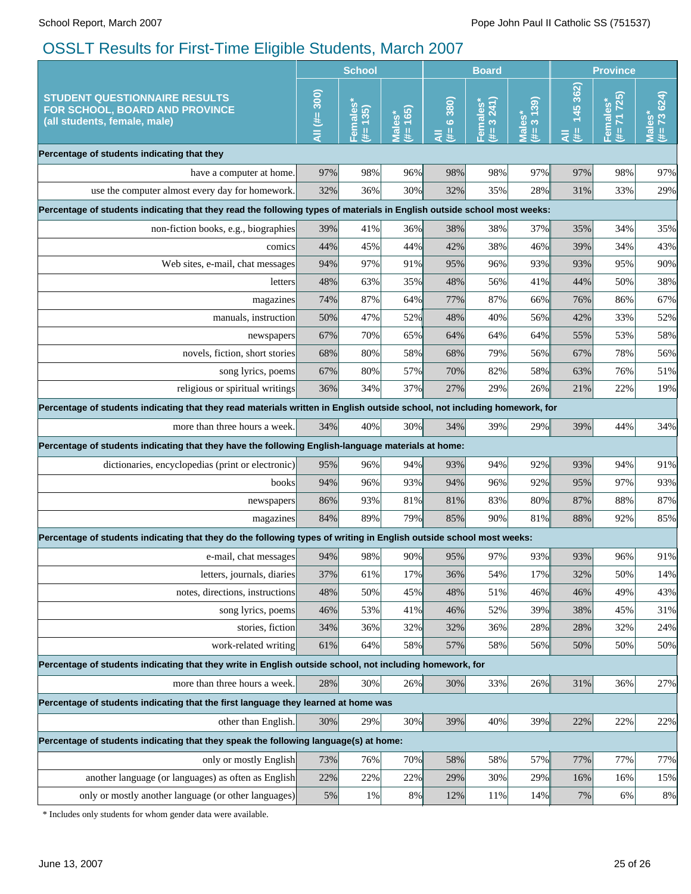# OSSLT Results for First-Time Eligible Students, March 2007

| STUDENT QUESTIONNAIRE RESULTS FOR SCHOOL, BOARD AND PROVINCE (all students, female, male) | School | | | Board | | | Province | | |
|---|---|---|---|---|---|---|---|---|---|
| | All (#= 300) | Females* (#= 135) | Males* (#= 165) | All (#= 6 380) | Females* (#= 3 241) | Males* (#= 3 139) | All (#= 145 362) | Females* (#= 71 725) | Males* (#= 73 624) |
| **Percentage of students indicating that they** | | | | | | | | | |
| have a computer at home. | 97% | 98% | 96% | 98% | 98% | 97% | 97% | 98% | 97% |
| use the computer almost every day for homework. | 32% | 36% | 30% | 32% | 35% | 28% | 31% | 33% | 29% |
| **Percentage of students indicating that they read the following types of materials in English outside school most weeks:** | | | | | | | | | |
| non-fiction books, e.g., biographies | 39% | 41% | 36% | 38% | 38% | 37% | 35% | 34% | 35% |
| comics | 44% | 45% | 44% | 42% | 38% | 46% | 39% | 34% | 43% |
| Web sites, e-mail, chat messages | 94% | 97% | 91% | 95% | 96% | 93% | 93% | 95% | 90% |
| letters | 48% | 63% | 35% | 48% | 56% | 41% | 44% | 50% | 38% |
| magazines | 74% | 87% | 64% | 77% | 87% | 66% | 76% | 86% | 67% |
| manuals, instruction | 50% | 47% | 52% | 48% | 40% | 56% | 42% | 33% | 52% |
| newspapers | 67% | 70% | 65% | 64% | 64% | 64% | 55% | 53% | 58% |
| novels, fiction, short stories | 68% | 80% | 58% | 68% | 79% | 56% | 67% | 78% | 56% |
| song lyrics, poems | 67% | 80% | 57% | 70% | 82% | 58% | 63% | 76% | 51% |
| religious or spiritual writings | 36% | 34% | 37% | 27% | 29% | 26% | 21% | 22% | 19% |
| **Percentage of students indicating that they read materials written in English outside school, not including homework, for** | | | | | | | | | |
| more than three hours a week. | 34% | 40% | 30% | 34% | 39% | 29% | 39% | 44% | 34% |
| **Percentage of students indicating that they have the following English-language materials at home:** | | | | | | | | | |
| dictionaries, encyclopedias (print or electronic) | 95% | 96% | 94% | 93% | 94% | 92% | 93% | 94% | 91% |
| books | 94% | 96% | 93% | 94% | 96% | 92% | 95% | 97% | 93% |
| newspapers | 86% | 93% | 81% | 81% | 83% | 80% | 87% | 88% | 87% |
| magazines | 84% | 89% | 79% | 85% | 90% | 81% | 88% | 92% | 85% |
| **Percentage of students indicating that they do the following types of writing in English outside school most weeks:** | | | | | | | | | |
| e-mail, chat messages | 94% | 98% | 90% | 95% | 97% | 93% | 93% | 96% | 91% |
| letters, journals, diaries | 37% | 61% | 17% | 36% | 54% | 17% | 32% | 50% | 14% |
| notes, directions, instructions | 48% | 50% | 45% | 48% | 51% | 46% | 46% | 49% | 43% |
| song lyrics, poems | 46% | 53% | 41% | 46% | 52% | 39% | 38% | 45% | 31% |
| stories, fiction | 34% | 36% | 32% | 32% | 36% | 28% | 28% | 32% | 24% |
| work-related writing | 61% | 64% | 58% | 57% | 58% | 56% | 50% | 50% | 50% |
| **Percentage of students indicating that they write in English outside school, not including homework, for** | | | | | | | | | |
| more than three hours a week. | 28% | 30% | 26% | 30% | 33% | 26% | 31% | 36% | 27% |
| **Percentage of students indicating that the first language they learned at home was** | | | | | | | | | |
| other than English. | 30% | 29% | 30% | 39% | 40% | 39% | 22% | 22% | 22% |
| **Percentage of students indicating that they speak the following language(s) at home:** | | | | | | | | | |
| only or mostly English | 73% | 76% | 70% | 58% | 58% | 57% | 77% | 77% | 77% |
| another language (or languages) as often as English | 22% | 22% | 22% | 29% | 30% | 29% | 16% | 16% | 15% |
| only or mostly another language (or other languages) | 5% | 1% | 8% | 12% | 11% | 14% | 7% | 6% | 8% |

\* Includes only students for whom gender data were available.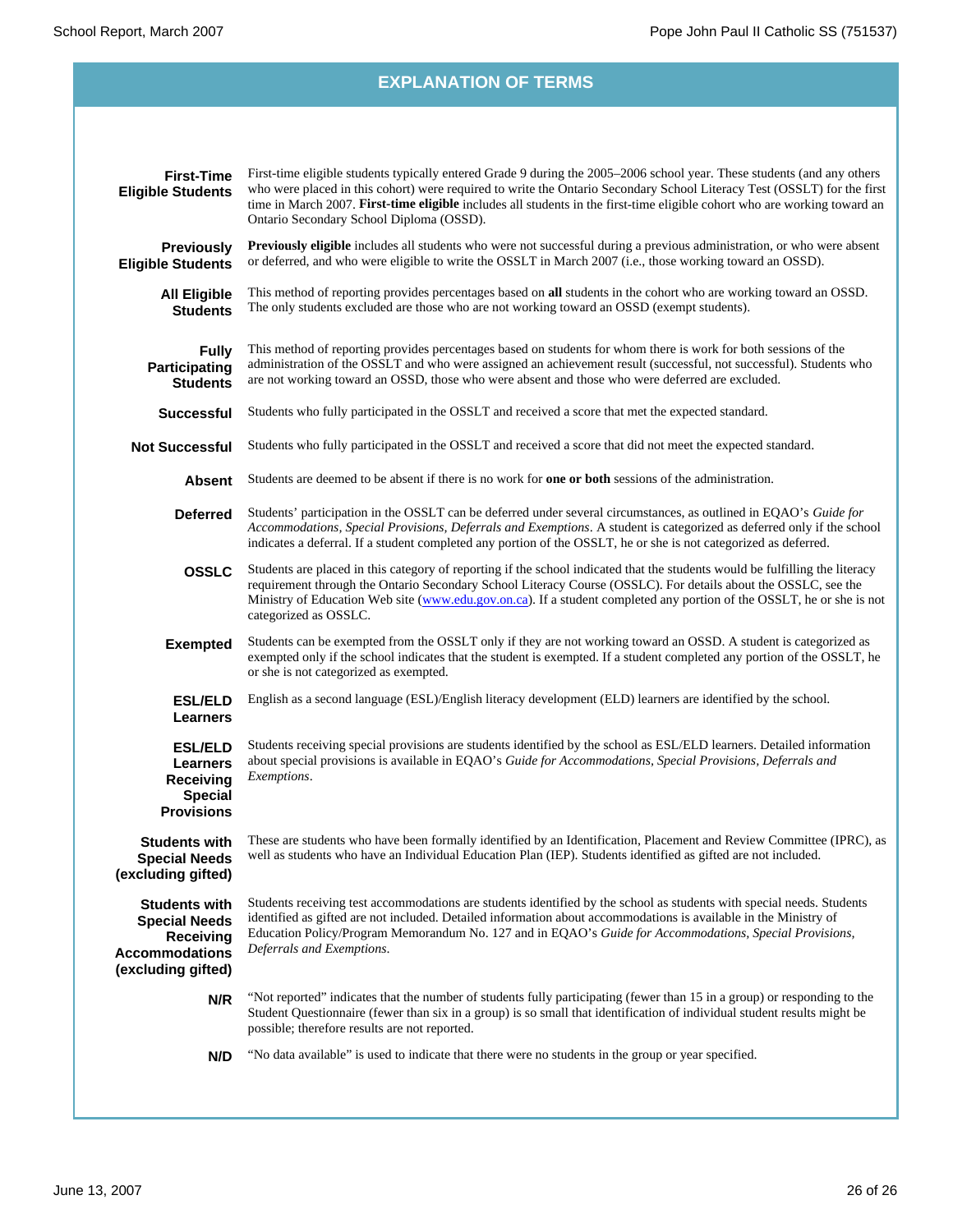# EXPLANATION OF TERMS

**First-Time Eligible Students**
First-time eligible students typically entered Grade 9 during the 2005–2006 school year. These students (and any others who were placed in this cohort) were required to write the Ontario Secondary School Literacy Test (OSSLT) for the first time in March 2007. **First-time eligible** includes all students in the first-time eligible cohort who are working toward an Ontario Secondary School Diploma (OSSD).

**Previously Eligible Students**
**Previously eligible** includes all students who were not successful during a previous administration, or who were absent or deferred, and who were eligible to write the OSSLT in March 2007 (i.e., those working toward an OSSD).

**All Eligible Students**
This method of reporting provides percentages based on **all** students in the cohort who are working toward an OSSD. The only students excluded are those who are not working toward an OSSD (exempt students).

**Fully Participating Students**
This method of reporting provides percentages based on students for whom there is work for both sessions of the administration of the OSSLT and who were assigned an achievement result (successful, not successful). Students who are not working toward an OSSD, those who were absent and those who were deferred are excluded.

**Successful**
Students who fully participated in the OSSLT and received a score that met the expected standard.

**Not Successful**
Students who fully participated in the OSSLT and received a score that did not meet the expected standard.

**Absent**
Students are deemed to be absent if there is no work for **one or both** sessions of the administration.

**Deferred**
Students' participation in the OSSLT can be deferred under several circumstances, as outlined in EQAO's *Guide for Accommodations, Special Provisions, Deferrals and Exemptions*. A student is categorized as deferred only if the school indicates a deferral. If a student completed any portion of the OSSLT, he or she is not categorized as deferred.

**OSSLC**
Students are placed in this category of reporting if the school indicated that the students would be fulfilling the literacy requirement through the Ontario Secondary School Literacy Course (OSSLC). For details about the OSSLC, see the Ministry of Education Web site (www.edu.gov.on.ca). If a student completed any portion of the OSSLT, he or she is not categorized as OSSLC.

**Exempted**
Students can be exempted from the OSSLT only if they are not working toward an OSSD. A student is categorized as exempted only if the school indicates that the student is exempted. If a student completed any portion of the OSSLT, he or she is not categorized as exempted.

**ESL/ELD Learners**
English as a second language (ESL)/English literacy development (ELD) learners are identified by the school.

**ESL/ELD Learners Receiving Special Provisions**
Students receiving special provisions are students identified by the school as ESL/ELD learners. Detailed information about special provisions is available in EQAO's *Guide for Accommodations, Special Provisions, Deferrals and Exemptions*.

**Students with Special Needs (excluding gifted)**
These are students who have been formally identified by an Identification, Placement and Review Committee (IPRC), as well as students who have an Individual Education Plan (IEP). Students identified as gifted are not included.

**Students with Special Needs Receiving Accommodations (excluding gifted)**
Students receiving test accommodations are students identified by the school as students with special needs. Students identified as gifted are not included. Detailed information about accommodations is available in the Ministry of Education Policy/Program Memorandum No. 127 and in EQAO's *Guide for Accommodations, Special Provisions, Deferrals and Exemptions*.

**N/R**
"Not reported" indicates that the number of students fully participating (fewer than 15 in a group) or responding to the Student Questionnaire (fewer than six in a group) is so small that identification of individual student results might be possible; therefore results are not reported.

**N/D**
"No data available" is used to indicate that there were no students in the group or year specified.